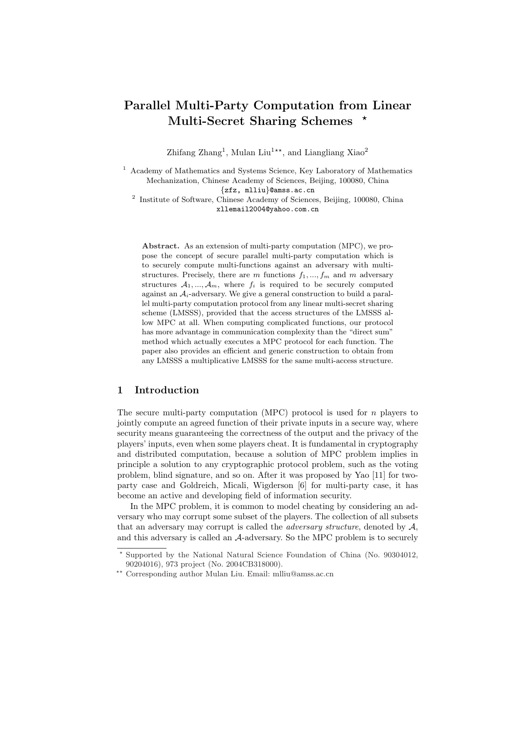# Parallel Multi-Party Computation from Linear Multi-Secret Sharing Schemes *

Zhifang Zhang[1], Mulan Liu[1**], and Liangliang Xiao[2]

[1] Academy of Mathematics and Systems Science, Key Laboratory of Mathematics Mechanization, Chinese Academy of Sciences, Beijing, 100080, China
{zfz, mlliu}@amss.ac.cn

[2] Institute of Software, Chinese Academy of Sciences, Beijing, 100080, China
xllemail2004@yahoo.com.cn

**Abstract.** As an extension of multi-party computation (MPC), we propose the concept of secure parallel multi-party computation which is to securely compute multi-functions against an adversary with multi-structures. Precisely, there are $m$ functions $f_1, ..., f_m$ and $m$ adversary structures $\mathcal{A}_1, ..., \mathcal{A}_m$, where $f_i$ is required to be securely computed against an $\mathcal{A}_i$-adversary. We give a general construction to build a parallel multi-party computation protocol from any linear multi-secret sharing scheme (LMSSS), provided that the access structures of the LMSSS allow MPC at all. When computing complicated functions, our protocol has more advantage in communication complexity than the "direct sum" method which actually executes a MPC protocol for each function. The paper also provides an efficient and generic construction to obtain from any LMSSS a multiplicative LMSSS for the same multi-access structure.

## 1 Introduction

The secure multi-party computation (MPC) protocol is used for $n$ players to jointly compute an agreed function of their private inputs in a secure way, where security means guaranteeing the correctness of the output and the privacy of the players' inputs, even when some players cheat. It is fundamental in cryptography and distributed computation, because a solution of MPC problem implies in principle a solution to any cryptographic protocol problem, such as the voting problem, blind signature, and so on. After it was proposed by Yao [11] for two-party case and Goldreich, Micali, Wigderson [6] for multi-party case, it has become an active and developing field of information security.

In the MPC problem, it is common to model cheating by considering an adversary who may corrupt some subset of the players. The collection of all subsets that an adversary may corrupt is called the *adversary structure*, denoted by $\mathcal{A}$, and this adversary is called an $\mathcal{A}$-adversary. So the MPC problem is to securely

---

* Supported by the National Natural Science Foundation of China (No. 90304012, 90204016), 973 project (No. 2004CB318000).

** Corresponding author Mulan Liu. Email: mlliu@amss.ac.cn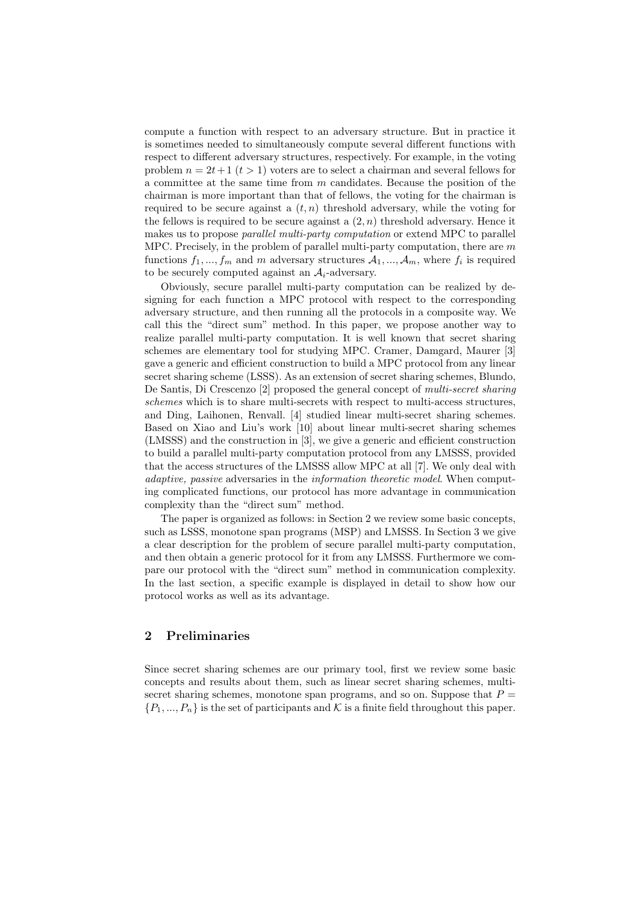compute a function with respect to an adversary structure. But in practice it is sometimes needed to simultaneously compute several different functions with respect to different adversary structures, respectively. For example, in the voting problem $n = 2t+1$ ($t > 1$) voters are to select a chairman and several fellows for a committee at the same time from $m$ candidates. Because the position of the chairman is more important than that of fellows, the voting for the chairman is required to be secure against a $(t, n)$ threshold adversary, while the voting for the fellows is required to be secure against a $(2, n)$ threshold adversary. Hence it makes us to propose *parallel multi-party computation* or extend MPC to parallel MPC. Precisely, in the problem of parallel multi-party computation, there are $m$ functions $f_1, ..., f_m$ and $m$ adversary structures $\mathcal{A}_1, ..., \mathcal{A}_m$, where $f_i$ is required to be securely computed against an $\mathcal{A}_i$-adversary.

Obviously, secure parallel multi-party computation can be realized by designing for each function a MPC protocol with respect to the corresponding adversary structure, and then running all the protocols in a composite way. We call this the "direct sum" method. In this paper, we propose another way to realize parallel multi-party computation. It is well known that secret sharing schemes are elementary tool for studying MPC. Cramer, Damgard, Maurer [3] gave a generic and efficient construction to build a MPC protocol from any linear secret sharing scheme (LSSS). As an extension of secret sharing schemes, Blundo, De Santis, Di Crescenzo [2] proposed the general concept of *multi-secret sharing schemes* which is to share multi-secrets with respect to multi-access structures, and Ding, Laihonen, Renvall. [4] studied linear multi-secret sharing schemes. Based on Xiao and Liu's work [10] about linear multi-secret sharing schemes (LMSSS) and the construction in [3], we give a generic and efficient construction to build a parallel multi-party computation protocol from any LMSSS, provided that the access structures of the LMSSS allow MPC at all [7]. We only deal with *adaptive, passive* adversaries in the *information theoretic model*. When computing complicated functions, our protocol has more advantage in communication complexity than the "direct sum" method.

The paper is organized as follows: in Section 2 we review some basic concepts, such as LSSS, monotone span programs (MSP) and LMSSS. In Section 3 we give a clear description for the problem of secure parallel multi-party computation, and then obtain a generic protocol for it from any LMSSS. Furthermore we compare our protocol with the "direct sum" method in communication complexity. In the last section, a specific example is displayed in detail to show how our protocol works as well as its advantage.

## 2 Preliminaries

Since secret sharing schemes are our primary tool, first we review some basic concepts and results about them, such as linear secret sharing schemes, multi-secret sharing schemes, monotone span programs, and so on. Suppose that $P = \{P_1, ..., P_n\}$ is the set of participants and $\mathcal{K}$ is a finite field throughout this paper.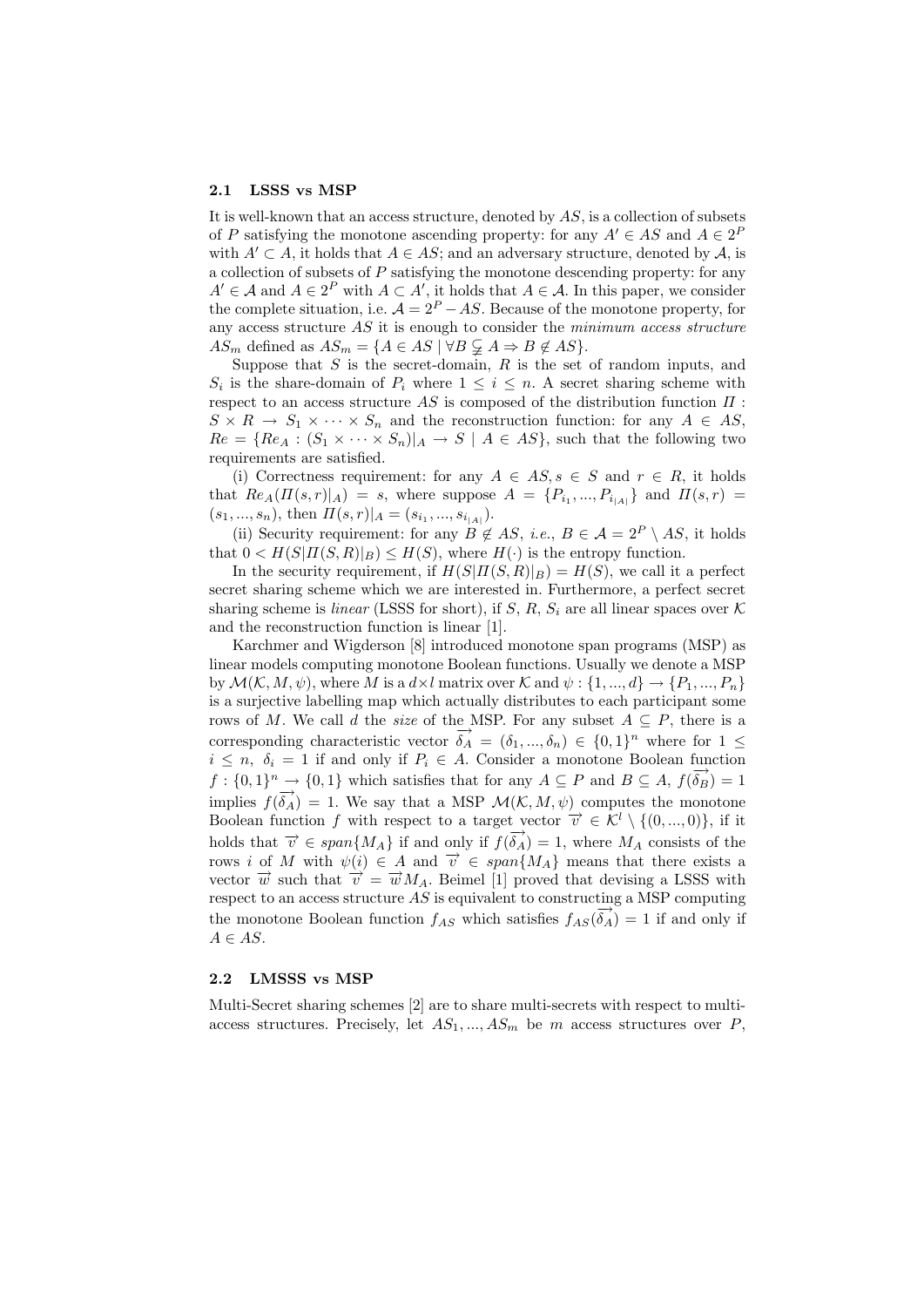### 2.1 LSSS vs MSP

It is well-known that an access structure, denoted by $AS$, is a collection of subsets of $P$ satisfying the monotone ascending property: for any $A' \in AS$ and $A \in 2^P$ with $A' \subset A$, it holds that $A \in AS$; and an adversary structure, denoted by $\mathcal{A}$, is a collection of subsets of $P$ satisfying the monotone descending property: for any $A' \in \mathcal{A}$ and $A \in 2^P$ with $A \subset A'$, it holds that $A \in \mathcal{A}$. In this paper, we consider the complete situation, i.e. $\mathcal{A} = 2^P - AS$. Because of the monotone property, for any access structure $AS$ it is enough to consider the *minimum access structure* $AS_m$ defined as $AS_m = \{A \in AS \mid \forall B \subsetneq A \Rightarrow B \notin AS\}$.

Suppose that $S$ is the secret-domain, $R$ is the set of random inputs, and $S_i$ is the share-domain of $P_i$ where $1 \leq i \leq n$. A secret sharing scheme with respect to an access structure $AS$ is composed of the distribution function $\Pi : S \times R \to S_1 \times \cdots \times S_n$ and the reconstruction function: for any $A \in AS$, $Re = \{Re_A : (S_1 \times \cdots \times S_n)|_A \to S \mid A \in AS\}$, such that the following two requirements are satisfied.

(i) Correctness requirement: for any $A \in AS, s \in S$ and $r \in R$, it holds that $Re_A(\Pi(s,r)|_A) = s$, where suppose $A = \{P_{i_1}, ..., P_{i_{|A|}}\}$ and $\Pi(s,r) = (s_1, ..., s_n)$, then $\Pi(s,r)|_A = (s_{i_1}, ..., s_{i_{|A|}})$.

(ii) Security requirement: for any $B \notin AS$, *i.e.*, $B \in \mathcal{A} = 2^P \setminus AS$, it holds that $0 < H(S|\Pi(S,R)|_B) \leq H(S)$, where $H(\cdot)$ is the entropy function.

In the security requirement, if $H(S|\Pi(S,R)|_B) = H(S)$, we call it a perfect secret sharing scheme which we are interested in. Furthermore, a perfect secret sharing scheme is *linear* (LSSS for short), if $S$, $R$, $S_i$ are all linear spaces over $\mathcal{K}$ and the reconstruction function is linear [1].

Karchmer and Wigderson [8] introduced monotone span programs (MSP) as linear models computing monotone Boolean functions. Usually we denote a MSP by $\mathcal{M}(\mathcal{K}, M, \psi)$, where $M$ is a $d \times l$ matrix over $\mathcal{K}$ and $\psi : \{1, ..., d\} \to \{P_1, ..., P_n\}$ is a surjective labelling map which actually distributes to each participant some rows of $M$. We call $d$ the *size* of the MSP. For any subset $A \subseteq P$, there is a corresponding characteristic vector $\overrightarrow{\delta_A} = (\delta_1, ..., \delta_n) \in \{0,1\}^n$ where for $1 \leq i \leq n$, $\delta_i = 1$ if and only if $P_i \in A$. Consider a monotone Boolean function $f : \{0,1\}^n \to \{0,1\}$ which satisfies that for any $A \subseteq P$ and $B \subseteq A$, $f(\overrightarrow{\delta_B}) = 1$ implies $f(\overrightarrow{\delta_A}) = 1$. We say that a MSP $\mathcal{M}(\mathcal{K}, M, \psi)$ computes the monotone Boolean function $f$ with respect to a target vector $\overrightarrow{v} \in \mathcal{K}^l \setminus \{(0, ..., 0)\}$, if it holds that $\overrightarrow{v} \in span\{M_A\}$ if and only if $f(\overrightarrow{\delta_A}) = 1$, where $M_A$ consists of the rows $i$ of $M$ with $\psi(i) \in A$ and $\overrightarrow{v} \in span\{M_A\}$ means that there exists a vector $\overrightarrow{w}$ such that $\overrightarrow{v} = \overrightarrow{w} M_A$. Beimel [1] proved that devising a LSSS with respect to an access structure $AS$ is equivalent to constructing a MSP computing the monotone Boolean function $f_{AS}$ which satisfies $f_{AS}(\overrightarrow{\delta_A}) = 1$ if and only if $A \in AS$.

### 2.2 LMSSS vs MSP

Multi-Secret sharing schemes [2] are to share multi-secrets with respect to multi-access structures. Precisely, let $AS_1, ..., AS_m$ be $m$ access structures over $P$,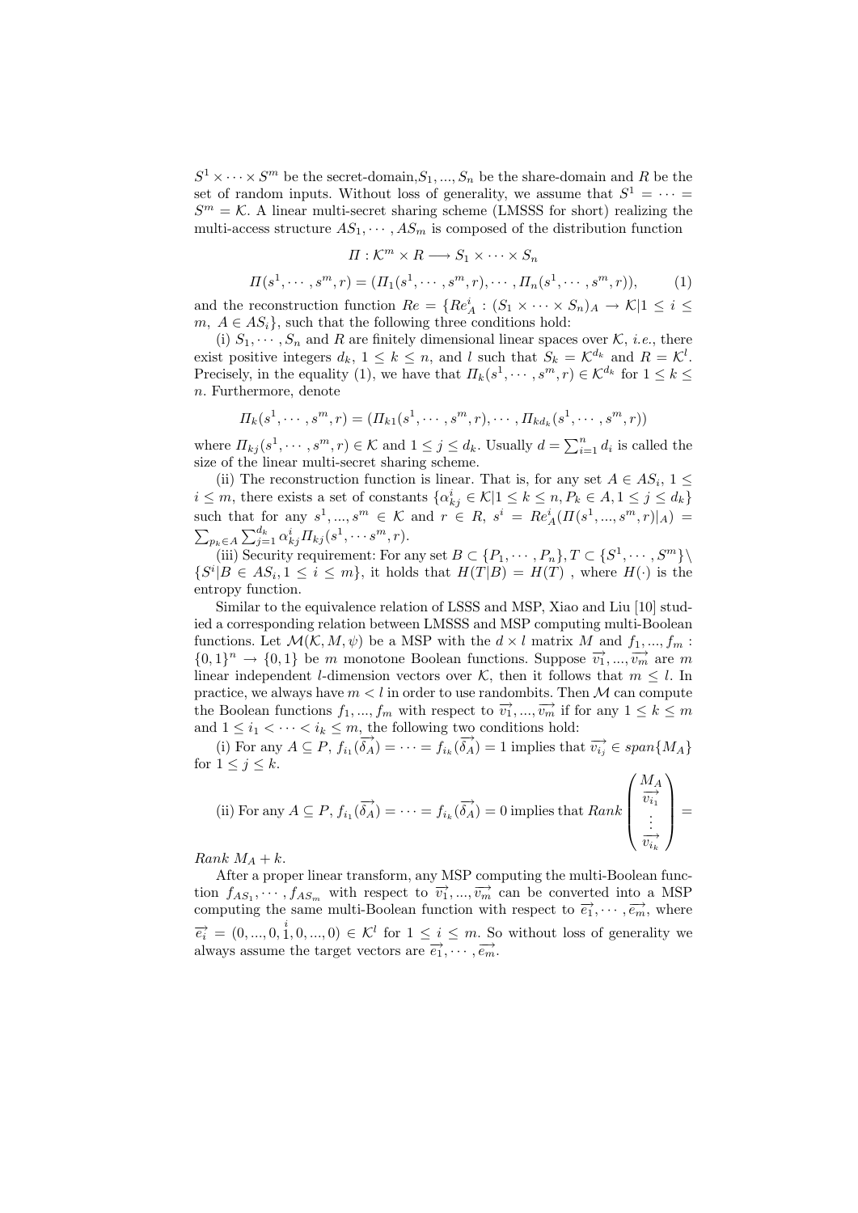$S^1 \times \cdots \times S^m$ be the secret-domain, $S_1, ..., S_n$ be the share-domain and $R$ be the set of random inputs. Without loss of generality, we assume that $S^1 = \cdots = S^m = \mathcal{K}$. A linear multi-secret sharing scheme (LMSSS for short) realizing the multi-access structure $AS_1, \cdots, AS_m$ is composed of the distribution function

$$\Pi : \mathcal{K}^m \times R \longrightarrow S_1 \times \cdots \times S_n$$

$$\Pi(s^1, \cdots, s^m, r) = (\Pi_1(s^1, \cdots, s^m, r), \cdots, \Pi_n(s^1, \cdots, s^m, r)), \tag{1}$$

and the reconstruction function $Re = \{Re_A^i : (S_1 \times \cdots \times S_n)_A \rightarrow \mathcal{K} | 1 \leq i \leq m,\ A \in AS_i\}$, such that the following three conditions hold:

(i) $S_1, \cdots, S_n$ and $R$ are finitely dimensional linear spaces over $\mathcal{K}$, *i.e.*, there exist positive integers $d_k$, $1 \leq k \leq n$, and $l$ such that $S_k = \mathcal{K}^{d_k}$ and $R = \mathcal{K}^l$. Precisely, in the equality (1), we have that $\Pi_k(s^1, \cdots, s^m, r) \in \mathcal{K}^{d_k}$ for $1 \leq k \leq n$. Furthermore, denote

$$\Pi_k(s^1, \cdots, s^m, r) = (\Pi_{k1}(s^1, \cdots, s^m, r), \cdots, \Pi_{kd_k}(s^1, \cdots, s^m, r))$$

where $\Pi_{kj}(s^1, \cdots, s^m, r) \in \mathcal{K}$ and $1 \leq j \leq d_k$. Usually $d = \sum_{i=1}^n d_i$ is called the size of the linear multi-secret sharing scheme.

(ii) The reconstruction function is linear. That is, for any set $A \in AS_i$, $1 \leq i \leq m$, there exists a set of constants $\{\alpha_{kj}^i \in \mathcal{K} | 1 \leq k \leq n, P_k \in A, 1 \leq j \leq d_k\}$ such that for any $s^1, ..., s^m \in \mathcal{K}$ and $r \in R$, $s^i = Re_A^i(\Pi(s^1, ..., s^m, r)|_A) = \sum_{p_k \in A} \sum_{j=1}^{d_k} \alpha_{kj}^i \Pi_{kj}(s^1, \cdots s^m, r)$.

(iii) Security requirement: For any set $B \subset \{P_1, \cdots, P_n\}, T \subset \{S^1, \cdots, S^m\} \setminus \{S^i | B \in AS_i, 1 \leq i \leq m\}$, it holds that $H(T|B) = H(T)$ , where $H(\cdot)$ is the entropy function.

Similar to the equivalence relation of LSSS and MSP, Xiao and Liu [10] studied a corresponding relation between LMSSS and MSP computing multi-Boolean functions. Let $\mathcal{M}(\mathcal{K}, M, \psi)$ be a MSP with the $d \times l$ matrix $M$ and $f_1, ..., f_m : \{0,1\}^n \rightarrow \{0,1\}$ be $m$ monotone Boolean functions. Suppose $\overrightarrow{v_1}, ..., \overrightarrow{v_m}$ are $m$ linear independent $l$-dimension vectors over $\mathcal{K}$, then it follows that $m \leq l$. In practice, we always have $m < l$ in order to use randombits. Then $\mathcal{M}$ can compute the Boolean functions $f_1, ..., f_m$ with respect to $\overrightarrow{v_1}, ..., \overrightarrow{v_m}$ if for any $1 \leq k \leq m$ and $1 \leq i_1 < \cdots < i_k \leq m$, the following two conditions hold:

(i) For any $A \subseteq P$, $f_{i_1}(\overrightarrow{\delta_A}) = \cdots = f_{i_k}(\overrightarrow{\delta_A}) = 1$ implies that $\overrightarrow{v_{i_j}} \in span\{M_A\}$ for $1 \leq j \leq k$.

(ii) For any $A \subseteq P$, $f_{i_1}(\overrightarrow{\delta_A}) = \cdots = f_{i_k}(\overrightarrow{\delta_A}) = 0$ implies that $Rank \begin{pmatrix} M_A \\ \overrightarrow{v_{i_1}} \\ \vdots \\ \overrightarrow{v_{i_k}} \end{pmatrix} = Rank\ M_A + k$.

After a proper linear transform, any MSP computing the multi-Boolean function $f_{AS_1}, \cdots, f_{AS_m}$ with respect to $\overrightarrow{v_1}, ..., \overrightarrow{v_m}$ can be converted into a MSP computing the same multi-Boolean function with respect to $\overrightarrow{e_1}, \cdots, \overrightarrow{e_m}$, where $\overrightarrow{e_i} = (0, ..., 0, \overset{i}{1}, 0, ..., 0) \in \mathcal{K}^l$ for $1 \leq i \leq m$. So without loss of generality we always assume the target vectors are $\overrightarrow{e_1}, \cdots, \overrightarrow{e_m}$.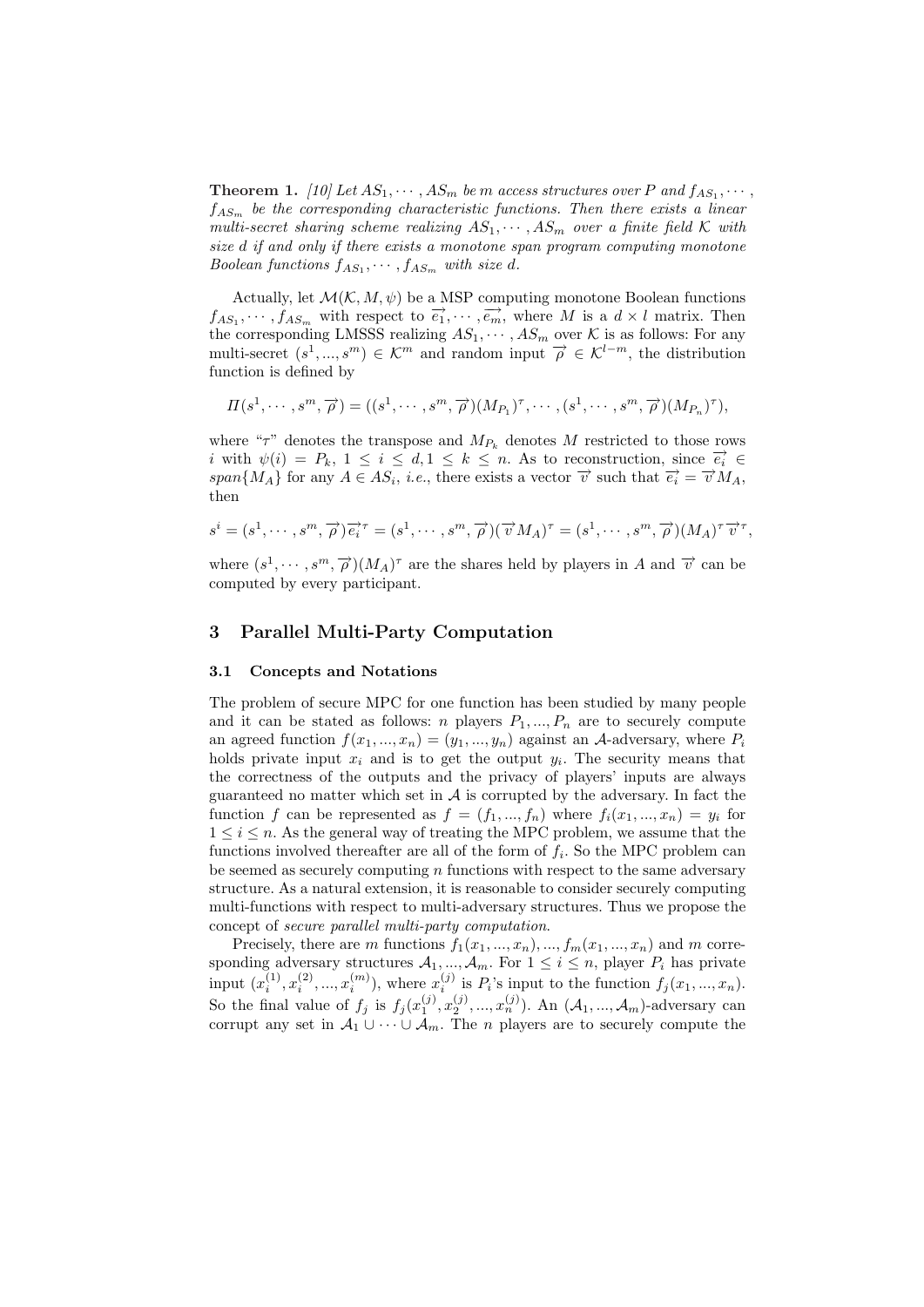**Theorem 1.** *[10] Let $AS_1, \cdots, AS_m$ be m access structures over P and $f_{AS_1}, \cdots, f_{AS_m}$ be the corresponding characteristic functions. Then there exists a linear multi-secret sharing scheme realizing $AS_1, \cdots, AS_m$ over a finite field $\mathcal{K}$ with size d if and only if there exists a monotone span program computing monotone Boolean functions $f_{AS_1}, \cdots, f_{AS_m}$ with size d.*

Actually, let $\mathcal{M}(\mathcal{K}, M, \psi)$ be a MSP computing monotone Boolean functions $f_{AS_1}, \cdots, f_{AS_m}$ with respect to $\overrightarrow{e_1}, \cdots, \overrightarrow{e_m}$, where $M$ is a $d \times l$ matrix. Then the corresponding LMSSS realizing $AS_1, \cdots, AS_m$ over $\mathcal{K}$ is as follows: For any multi-secret $(s^1, ..., s^m) \in \mathcal{K}^m$ and random input $\overrightarrow{\rho} \in \mathcal{K}^{l-m}$, the distribution function is defined by

$$\Pi(s^1, \cdots, s^m, \overrightarrow{\rho}) = ((s^1, \cdots, s^m, \overrightarrow{\rho})(M_{P_1})^\tau, \cdots, (s^1, \cdots, s^m, \overrightarrow{\rho})(M_{P_n})^\tau),$$

where "$\tau$" denotes the transpose and $M_{P_k}$ denotes $M$ restricted to those rows $i$ with $\psi(i) = P_k$, $1 \le i \le d, 1 \le k \le n$. As to reconstruction, since $\overrightarrow{e_i} \in span\{M_A\}$ for any $A \in AS_i$, *i.e.*, there exists a vector $\overrightarrow{v}$ such that $\overrightarrow{e_i} = \overrightarrow{v} M_A$, then

$$s^i = (s^1, \cdots, s^m, \overrightarrow{\rho})\overrightarrow{e_i}^\tau = (s^1, \cdots, s^m, \overrightarrow{\rho})(\overrightarrow{v} M_A)^\tau = (s^1, \cdots, s^m, \overrightarrow{\rho})(M_A)^\tau \overrightarrow{v}^\tau,$$

where $(s^1, \cdots, s^m, \overrightarrow{\rho})(M_A)^\tau$ are the shares held by players in $A$ and $\overrightarrow{v}$ can be computed by every participant.

## 3 Parallel Multi-Party Computation

### 3.1 Concepts and Notations

The problem of secure MPC for one function has been studied by many people and it can be stated as follows: $n$ players $P_1, ..., P_n$ are to securely compute an agreed function $f(x_1, ..., x_n) = (y_1, ..., y_n)$ against an $\mathcal{A}$-adversary, where $P_i$ holds private input $x_i$ and is to get the output $y_i$. The security means that the correctness of the outputs and the privacy of players' inputs are always guaranteed no matter which set in $\mathcal{A}$ is corrupted by the adversary. In fact the function $f$ can be represented as $f = (f_1, ..., f_n)$ where $f_i(x_1, ..., x_n) = y_i$ for $1 \le i \le n$. As the general way of treating the MPC problem, we assume that the functions involved thereafter are all of the form of $f_i$. So the MPC problem can be seemed as securely computing $n$ functions with respect to the same adversary structure. As a natural extension, it is reasonable to consider securely computing multi-functions with respect to multi-adversary structures. Thus we propose the concept of *secure parallel multi-party computation*.

Precisely, there are $m$ functions $f_1(x_1, ..., x_n), ..., f_m(x_1, ..., x_n)$ and $m$ corresponding adversary structures $\mathcal{A}_1, ..., \mathcal{A}_m$. For $1 \le i \le n$, player $P_i$ has private input $(x_i^{(1)}, x_i^{(2)}, ..., x_i^{(m)})$, where $x_i^{(j)}$ is $P_i$'s input to the function $f_j(x_1, ..., x_n)$. So the final value of $f_j$ is $f_j(x_1^{(j)}, x_2^{(j)}, ..., x_n^{(j)})$. An $(\mathcal{A}_1, ..., \mathcal{A}_m)$-adversary can corrupt any set in $\mathcal{A}_1 \cup \cdots \cup \mathcal{A}_m$. The $n$ players are to securely compute the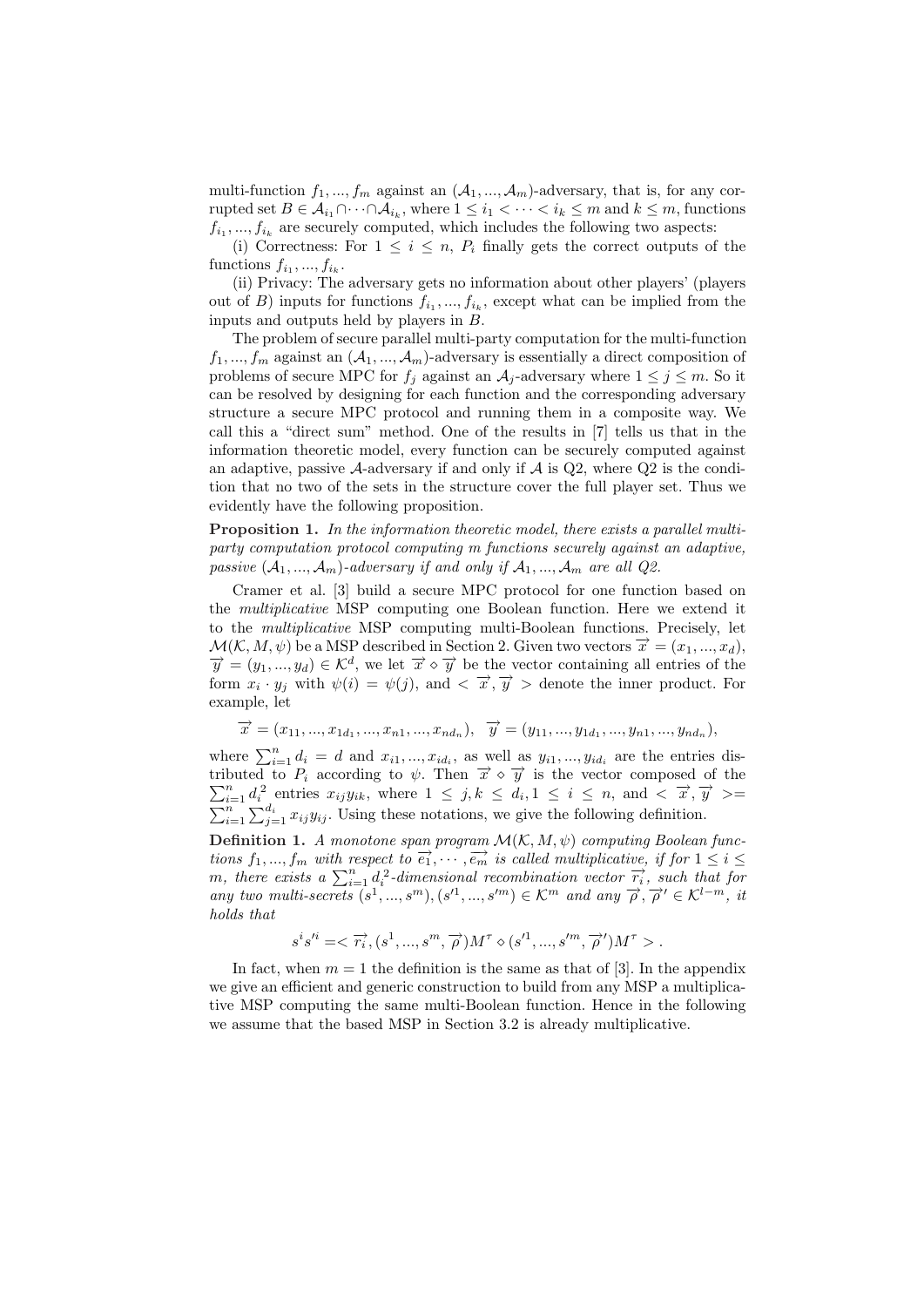multi-function $f_1, ..., f_m$ against an $(\mathcal{A}_1, ..., \mathcal{A}_m)$-adversary, that is, for any corrupted set $B \in \mathcal{A}_{i_1} \cap \cdots \cap \mathcal{A}_{i_k}$, where $1 \leq i_1 < \cdots < i_k \leq m$ and $k \leq m$, functions $f_{i_1}, ..., f_{i_k}$ are securely computed, which includes the following two aspects:

(i) Correctness: For $1 \leq i \leq n$, $P_i$ finally gets the correct outputs of the functions $f_{i_1}, ..., f_{i_k}$.

(ii) Privacy: The adversary gets no information about other players' (players out of $B$) inputs for functions $f_{i_1}, ..., f_{i_k}$, except what can be implied from the inputs and outputs held by players in $B$.

The problem of secure parallel multi-party computation for the multi-function $f_1, ..., f_m$ against an $(\mathcal{A}_1, ..., \mathcal{A}_m)$-adversary is essentially a direct composition of problems of secure MPC for $f_j$ against an $\mathcal{A}_j$-adversary where $1 \leq j \leq m$. So it can be resolved by designing for each function and the corresponding adversary structure a secure MPC protocol and running them in a composite way. We call this a "direct sum" method. One of the results in [7] tells us that in the information theoretic model, every function can be securely computed against an adaptive, passive $\mathcal{A}$-adversary if and only if $\mathcal{A}$ is Q2, where Q2 is the condition that no two of the sets in the structure cover the full player set. Thus we evidently have the following proposition.

**Proposition 1.** *In the information theoretic model, there exists a parallel multi-party computation protocol computing $m$ functions securely against an adaptive, passive $(\mathcal{A}_1, ..., \mathcal{A}_m)$-adversary if and only if $\mathcal{A}_1, ..., \mathcal{A}_m$ are all Q2.*

Cramer et al. [3] build a secure MPC protocol for one function based on the *multiplicative* MSP computing one Boolean function. Here we extend it to the *multiplicative* MSP computing multi-Boolean functions. Precisely, let $\mathcal{M}(\mathcal{K}, M, \psi)$ be a MSP described in Section 2. Given two vectors $\overrightarrow{x} = (x_1, ..., x_d)$, $\overrightarrow{y} = (y_1, ..., y_d) \in \mathcal{K}^d$, we let $\overrightarrow{x} \diamond \overrightarrow{y}$ be the vector containing all entries of the form $x_i \cdot y_j$ with $\psi(i) = \psi(j)$, and $< \overrightarrow{x}, \overrightarrow{y} >$ denote the inner product. For example, let

$$\overrightarrow{x} = (x_{11}, ..., x_{1d_1}, ..., x_{n1}, ..., x_{nd_n}), \quad \overrightarrow{y} = (y_{11}, ..., y_{1d_1}, ..., y_{n1}, ..., y_{nd_n}),$$

where $\sum_{i=1}^{n} d_i = d$ and $x_{i1}, ..., x_{id_i}$, as well as $y_{i1}, ..., y_{id_i}$ are the entries distributed to $P_i$ according to $\psi$. Then $\overrightarrow{x} \diamond \overrightarrow{y}$ is the vector composed of the $\sum_{i=1}^{n} d_i^2$ entries $x_{ij} y_{ik}$, where $1 \leq j, k \leq d_i, 1 \leq i \leq n$, and $< \overrightarrow{x}, \overrightarrow{y} > = \sum_{i=1}^{n} \sum_{j=1}^{d_i} x_{ij} y_{ij}$. Using these notations, we give the following definition.

**Definition 1.** *A monotone span program $\mathcal{M}(\mathcal{K}, M, \psi)$ computing Boolean functions $f_1, ..., f_m$ with respect to $\overrightarrow{e_1}, \cdots, \overrightarrow{e_m}$ is called multiplicative, if for $1 \leq i \leq m$, there exists a $\sum_{i=1}^{n} d_i^2$-dimensional recombination vector $\overrightarrow{r_i}$, such that for any two multi-secrets $(s^1, ..., s^m), (s'^1, ..., s'^m) \in \mathcal{K}^m$ and any $\overrightarrow{\rho}, \overrightarrow{\rho}' \in \mathcal{K}^{l-m}$, it holds that*

$$s^i s'^i = < \overrightarrow{r_i}, (s^1, ..., s^m, \overrightarrow{\rho}) M^\tau \diamond (s'^1, ..., s'^m, \overrightarrow{\rho}') M^\tau > .$$

In fact, when $m = 1$ the definition is the same as that of [3]. In the appendix we give an efficient and generic construction to build from any MSP a multiplicative MSP computing the same multi-Boolean function. Hence in the following we assume that the based MSP in Section 3.2 is already multiplicative.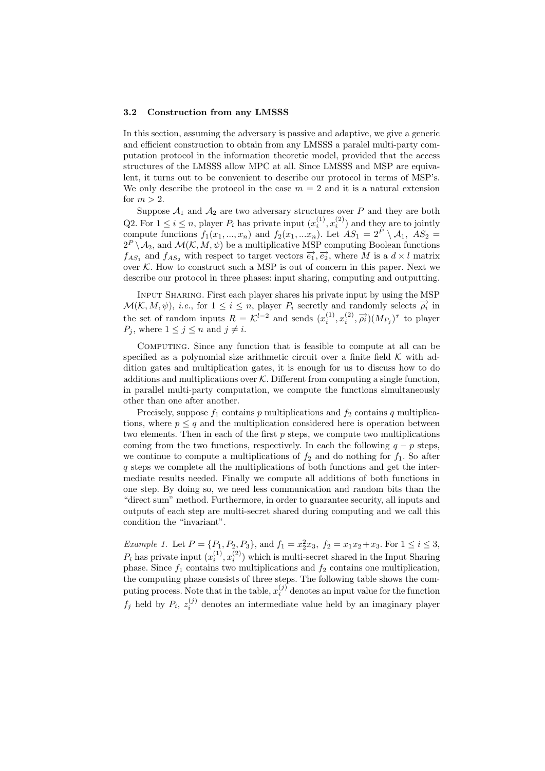### 3.2 Construction from any LMSSS

In this section, assuming the adversary is passive and adaptive, we give a generic and efficient construction to obtain from any LMSSS a paralel multi-party computation protocol in the information theoretic model, provided that the access structures of the LMSSS allow MPC at all. Since LMSSS and MSP are equivalent, it turns out to be convenient to describe our protocol in terms of MSP's. We only describe the protocol in the case $m = 2$ and it is a natural extension for $m > 2$.

Suppose $\mathcal{A}_1$ and $\mathcal{A}_2$ are two adversary structures over $P$ and they are both Q2. For $1 \leq i \leq n$, player $P_i$ has private input $(x_i^{(1)}, x_i^{(2)})$ and they are to jointly compute functions $f_1(x_1, ..., x_n)$ and $f_2(x_1, ...x_n)$. Let $AS_1 = 2^P \setminus \mathcal{A}_1$, $AS_2 = 2^P \setminus \mathcal{A}_2$, and $\mathcal{M}(\mathcal{K}, M, \psi)$ be a multiplicative MSP computing Boolean functions $f_{AS_1}$ and $f_{AS_2}$ with respect to target vectors $\overrightarrow{e_1}, \overrightarrow{e_2}$, where $M$ is a $d \times l$ matrix over $\mathcal{K}$. How to construct such a MSP is out of concern in this paper. Next we describe our protocol in three phases: input sharing, computing and outputting.

Input Sharing. First each player shares his private input by using the MSP $\mathcal{M}(\mathcal{K}, M, \psi)$, *i.e.*, for $1 \leq i \leq n$, player $P_i$ secretly and randomly selects $\overrightarrow{\rho_i}$ in the set of random inputs $R = \mathcal{K}^{l-2}$ and sends $(x_i^{(1)}, x_i^{(2)}, \overrightarrow{\rho_i})(M_{P_j})^\tau$ to player $P_j$, where $1 \leq j \leq n$ and $j \neq i$.

Computing. Since any function that is feasible to compute at all can be specified as a polynomial size arithmetic circuit over a finite field $\mathcal{K}$ with addition gates and multiplication gates, it is enough for us to discuss how to do additions and multiplications over $\mathcal{K}$. Different from computing a single function, in parallel multi-party computation, we compute the functions simultaneously other than one after another.

Precisely, suppose $f_1$ contains $p$ multiplications and $f_2$ contains $q$ multiplications, where $p \leq q$ and the multiplication considered here is operation between two elements. Then in each of the first $p$ steps, we compute two multiplications coming from the two functions, respectively. In each the following $q - p$ steps, we continue to compute a multiplications of $f_2$ and do nothing for $f_1$. So after $q$ steps we complete all the multiplications of both functions and get the intermediate results needed. Finally we compute all additions of both functions in one step. By doing so, we need less communication and random bits than the "direct sum" method. Furthermore, in order to guarantee security, all inputs and outputs of each step are multi-secret shared during computing and we call this condition the "invariant".

*Example 1.* Let $P = \{P_1, P_2, P_3\}$, and $f_1 = x_2^2 x_3$, $f_2 = x_1 x_2 + x_3$. For $1 \leq i \leq 3$, $P_i$ has private input $(x_i^{(1)}, x_i^{(2)})$ which is multi-secret shared in the Input Sharing phase. Since $f_1$ contains two multiplications and $f_2$ contains one multiplication, the computing phase consists of three steps. The following table shows the computing process. Note that in the table, $x_i^{(j)}$ denotes an input value for the function $f_j$ held by $P_i$, $z_i^{(j)}$ denotes an intermediate value held by an imaginary player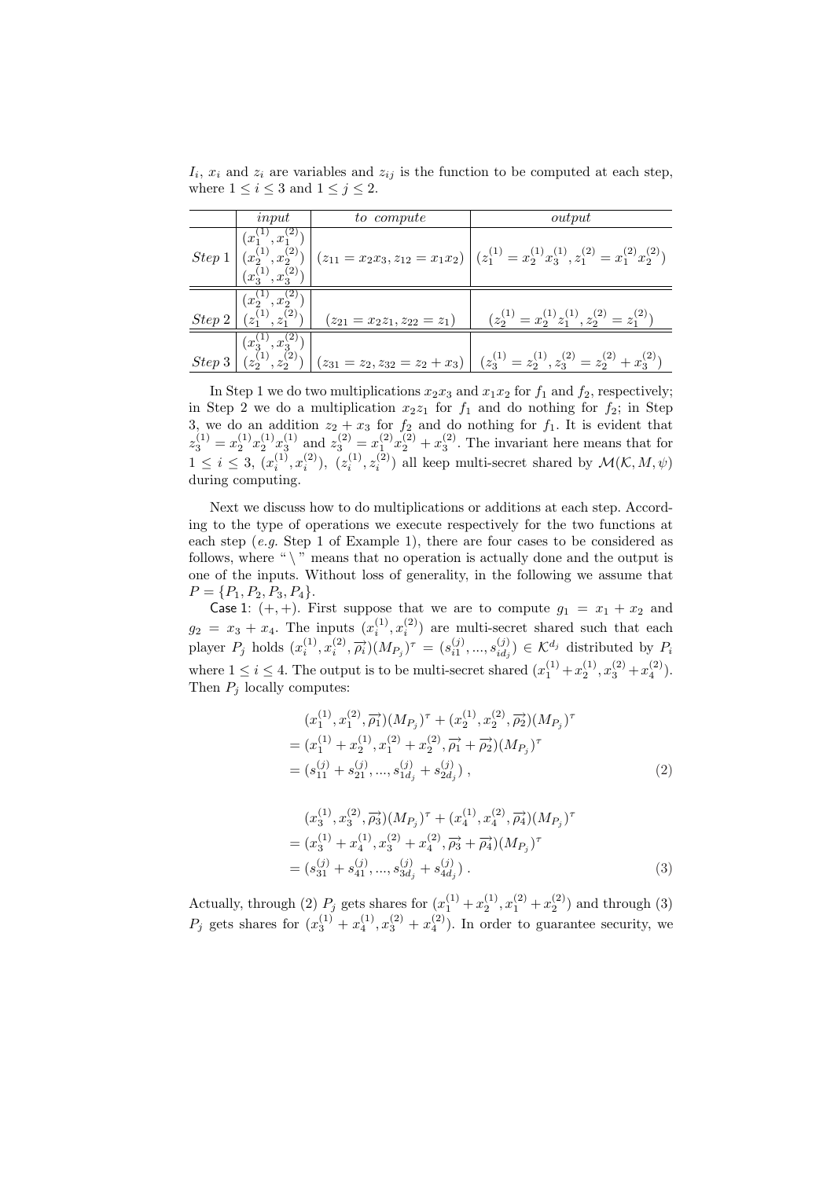$I_i$, $x_i$ and $z_i$ are variables and $z_{ij}$ is the function to be computed at each step, where $1 \le i \le 3$ and $1 \le j \le 2$.

| | *input* | *to compute* | *output* |
|---|---|---|---|
| *Step* 1 | $(x_1^{(1)}, x_1^{(2)})$ $(x_2^{(1)}, x_2^{(2)})$ $(x_3^{(1)}, x_3^{(2)})$ | $(z_{11} = x_2 x_3, z_{12} = x_1 x_2)$ | $(z_1^{(1)} = x_2^{(1)} x_3^{(1)}, z_1^{(2)} = x_1^{(2)} x_2^{(2)})$ |
| *Step* 2 | $(x_2^{(1)}, x_2^{(2)})$ $(z_1^{(1)}, z_1^{(2)})$ | $(z_{21} = x_2 z_1, z_{22} = z_1)$ | $(z_2^{(1)} = x_2^{(1)} z_1^{(1)}, z_2^{(2)} = z_1^{(2)})$ |
| *Step* 3 | $(x_3^{(1)}, x_3^{(2)})$ $(z_2^{(1)}, z_2^{(2)})$ | $(z_{31} = z_2, z_{32} = z_2 + x_3)$ | $(z_3^{(1)} = z_2^{(1)}, z_3^{(2)} = z_2^{(2)} + x_3^{(2)})$ |

In Step 1 we do two multiplications $x_2 x_3$ and $x_1 x_2$ for $f_1$ and $f_2$, respectively; in Step 2 we do a multiplication $x_2 z_1$ for $f_1$ and do nothing for $f_2$; in Step 3, we do an addition $z_2 + x_3$ for $f_2$ and do nothing for $f_1$. It is evident that $z_3^{(1)} = x_2^{(1)} x_2^{(1)} x_3^{(1)}$ and $z_3^{(2)} = x_1^{(2)} x_2^{(2)} + x_3^{(2)}$. The invariant here means that for $1 \le i \le 3$, $(x_i^{(1)}, x_i^{(2)})$, $(z_i^{(1)}, z_i^{(2)})$ all keep multi-secret shared by $\mathcal{M}(\mathcal{K}, M, \psi)$ during computing.

Next we discuss how to do multiplications or additions at each step. According to the type of operations we execute respectively for the two functions at each step (*e.g.* Step 1 of Example 1), there are four cases to be considered as follows, where " \ " means that no operation is actually done and the output is one of the inputs. Without loss of generality, in the following we assume that $P = \{P_1, P_2, P_3, P_4\}$.

Case 1: $(+, +)$. First suppose that we are to compute $g_1 = x_1 + x_2$ and $g_2 = x_3 + x_4$. The inputs $(x_i^{(1)}, x_i^{(2)})$ are multi-secret shared such that each player $P_j$ holds $(x_i^{(1)}, x_i^{(2)}, \vec{\rho_i})(M_{P_j})^\tau = (s_{i1}^{(j)}, ..., s_{id_j}^{(j)}) \in \mathcal{K}^{d_j}$ distributed by $P_i$ where $1 \le i \le 4$. The output is to be multi-secret shared $(x_1^{(1)} + x_2^{(1)}, x_3^{(2)} + x_4^{(2)})$. Then $P_j$ locally computes:

$$
\begin{aligned}
&(x_1^{(1)}, x_1^{(2)}, \vec{\rho_1})(M_{P_j})^\tau + (x_2^{(1)}, x_2^{(2)}, \vec{\rho_2})(M_{P_j})^\tau \\
&= (x_1^{(1)} + x_2^{(1)}, x_1^{(2)} + x_2^{(2)}, \vec{\rho_1} + \vec{\rho_2})(M_{P_j})^\tau \\
&= (s_{11}^{(j)} + s_{21}^{(j)}, ..., s_{1d_j}^{(j)} + s_{2d_j}^{(j)}) \ ,
\end{aligned} \tag{2}
$$

$$
\begin{aligned}
&(x_3^{(1)}, x_3^{(2)}, \vec{\rho_3})(M_{P_j})^\tau + (x_4^{(1)}, x_4^{(2)}, \vec{\rho_4})(M_{P_j})^\tau \\
&= (x_3^{(1)} + x_4^{(1)}, x_3^{(2)} + x_4^{(2)}, \vec{\rho_3} + \vec{\rho_4})(M_{P_j})^\tau \\
&= (s_{31}^{(j)} + s_{41}^{(j)}, ..., s_{3d_j}^{(j)} + s_{4d_j}^{(j)}) \ .
\end{aligned} \tag{3}
$$

Actually, through (2) $P_j$ gets shares for $(x_1^{(1)} + x_2^{(1)}, x_1^{(2)} + x_2^{(2)})$ and through (3) $P_j$ gets shares for $(x_3^{(1)} + x_4^{(1)}, x_3^{(2)} + x_4^{(2)})$. In order to guarantee security, we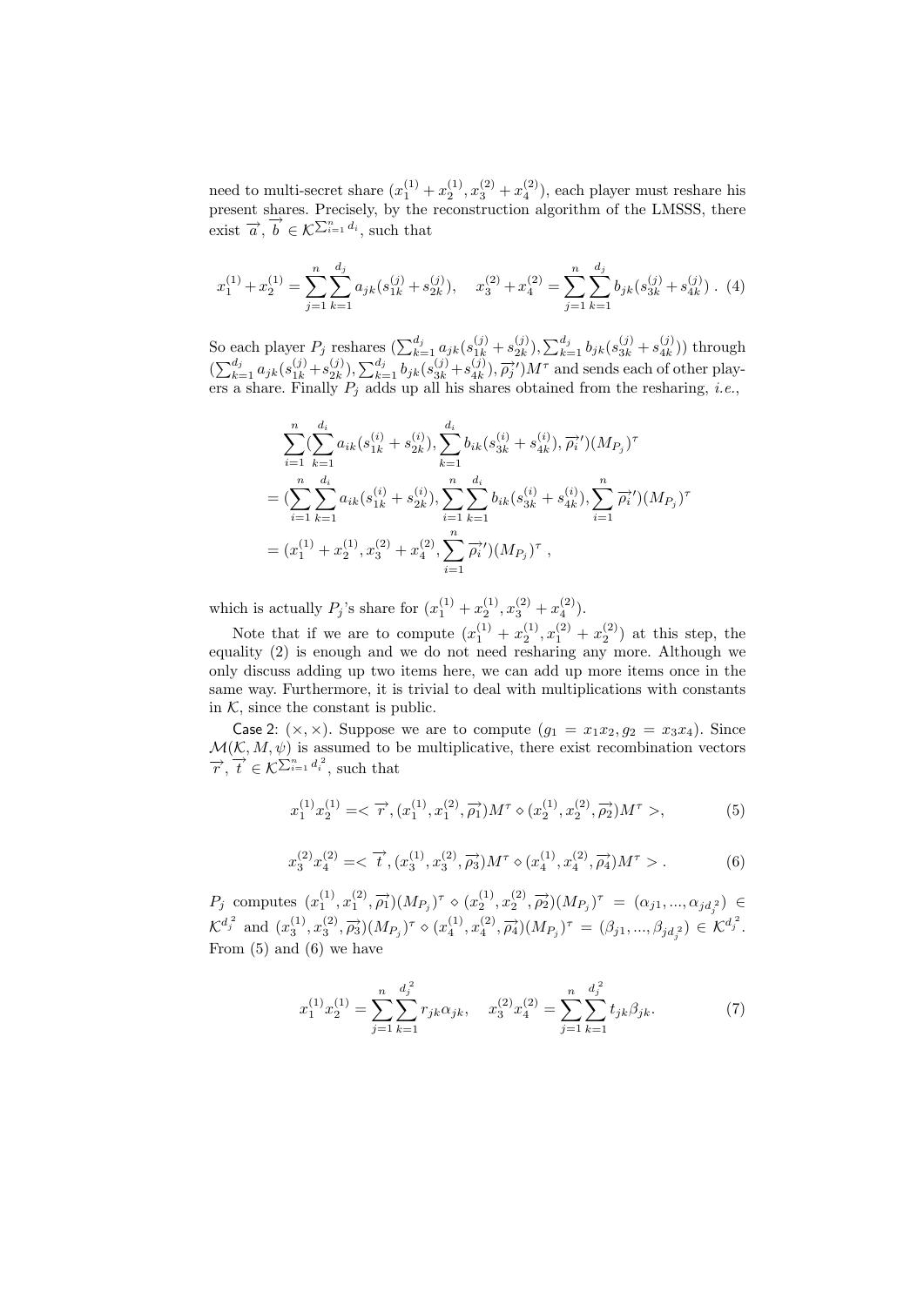need to multi-secret share $(x_1^{(1)}+x_2^{(1)}, x_3^{(2)}+x_4^{(2)})$, each player must reshare his present shares. Precisely, by the reconstruction algorithm of the LMSSS, there exist $\overrightarrow{a}, \overrightarrow{b} \in \mathcal{K}^{\sum_{i=1}^n d_i}$, such that

$$x_1^{(1)}+x_2^{(1)} = \sum_{j=1}^{n}\sum_{k=1}^{d_j} a_{jk}(s_{1k}^{(j)}+s_{2k}^{(j)}), \quad x_3^{(2)}+x_4^{(2)} = \sum_{j=1}^{n}\sum_{k=1}^{d_j} b_{jk}(s_{3k}^{(j)}+s_{4k}^{(j)}) \ . \quad (4)$$

So each player $P_j$ reshares $(\sum_{k=1}^{d_j} a_{jk}(s_{1k}^{(j)}+s_{2k}^{(j)}), \sum_{k=1}^{d_j} b_{jk}(s_{3k}^{(j)}+s_{4k}^{(j)}))$ through $(\sum_{k=1}^{d_j} a_{jk}(s_{1k}^{(j)}+s_{2k}^{(j)}), \sum_{k=1}^{d_j} b_{jk}(s_{3k}^{(j)}+s_{4k}^{(j)}), \overrightarrow{\rho_j}')M^\tau$ and sends each of other players a share. Finally $P_j$ adds up all his shares obtained from the resharing, *i.e.*,

$$\begin{aligned}
&\sum_{i=1}^{n}(\sum_{k=1}^{d_i} a_{ik}(s_{1k}^{(i)}+s_{2k}^{(i)}), \sum_{k=1}^{d_i} b_{ik}(s_{3k}^{(i)}+s_{4k}^{(i)}), \overrightarrow{\rho_i}')(M_{P_j})^\tau \\
&= (\sum_{i=1}^{n}\sum_{k=1}^{d_i} a_{ik}(s_{1k}^{(i)}+s_{2k}^{(i)}), \sum_{i=1}^{n}\sum_{k=1}^{d_i} b_{ik}(s_{3k}^{(i)}+s_{4k}^{(i)}), \sum_{i=1}^{n}\overrightarrow{\rho_i}')(M_{P_j})^\tau \\
&= (x_1^{(1)}+x_2^{(1)}, x_3^{(2)}+x_4^{(2)}, \sum_{i=1}^{n}\overrightarrow{\rho_i}')(M_{P_j})^\tau \ ,
\end{aligned}$$

which is actually $P_j$'s share for $(x_1^{(1)}+x_2^{(1)}, x_3^{(2)}+x_4^{(2)})$.

Note that if we are to compute $(x_1^{(1)}+x_2^{(1)}, x_1^{(2)}+x_2^{(2)})$ at this step, the equality (2) is enough and we do not need resharing any more. Although we only discuss adding up two items here, we can add up more items once in the same way. Furthermore, it is trivial to deal with multiplications with constants in $\mathcal{K}$, since the constant is public.

Case 2: $(\times, \times)$. Suppose we are to compute $(g_1 = x_1x_2, g_2 = x_3x_4)$. Since $\mathcal{M}(\mathcal{K}, M, \psi)$ is assumed to be multiplicative, there exist recombination vectors $\overrightarrow{r}, \overrightarrow{t} \in \mathcal{K}^{\sum_{i=1}^n d_i^2}$, such that

$$x_1^{(1)}x_2^{(1)} = <\overrightarrow{r}, (x_1^{(1)}, x_1^{(2)}, \overrightarrow{\rho_1})M^\tau \diamond (x_2^{(1)}, x_2^{(2)}, \overrightarrow{\rho_2})M^\tau>, \quad (5)$$

$$x_3^{(2)}x_4^{(2)} = <\overrightarrow{t}, (x_3^{(1)}, x_3^{(2)}, \overrightarrow{\rho_3})M^\tau \diamond (x_4^{(1)}, x_4^{(2)}, \overrightarrow{\rho_4})M^\tau> . \quad (6)$$

$P_j$ computes $(x_1^{(1)}, x_1^{(2)}, \overrightarrow{\rho_1})(M_{P_j})^\tau \diamond (x_2^{(1)}, x_2^{(2)}, \overrightarrow{\rho_2})(M_{P_j})^\tau = (\alpha_{j1}, ..., \alpha_{jd_j^2}) \in \mathcal{K}^{d_j^2}$ and $(x_3^{(1)}, x_3^{(2)}, \overrightarrow{\rho_3})(M_{P_j})^\tau \diamond (x_4^{(1)}, x_4^{(2)}, \overrightarrow{\rho_4})(M_{P_j})^\tau = (\beta_{j1}, ..., \beta_{jd_j^2}) \in \mathcal{K}^{d_j^2}$. From (5) and (6) we have

$$x_1^{(1)}x_2^{(1)} = \sum_{j=1}^{n}\sum_{k=1}^{d_j^2} r_{jk}\alpha_{jk}, \quad x_3^{(2)}x_4^{(2)} = \sum_{j=1}^{n}\sum_{k=1}^{d_j^2} t_{jk}\beta_{jk}. \quad (7)$$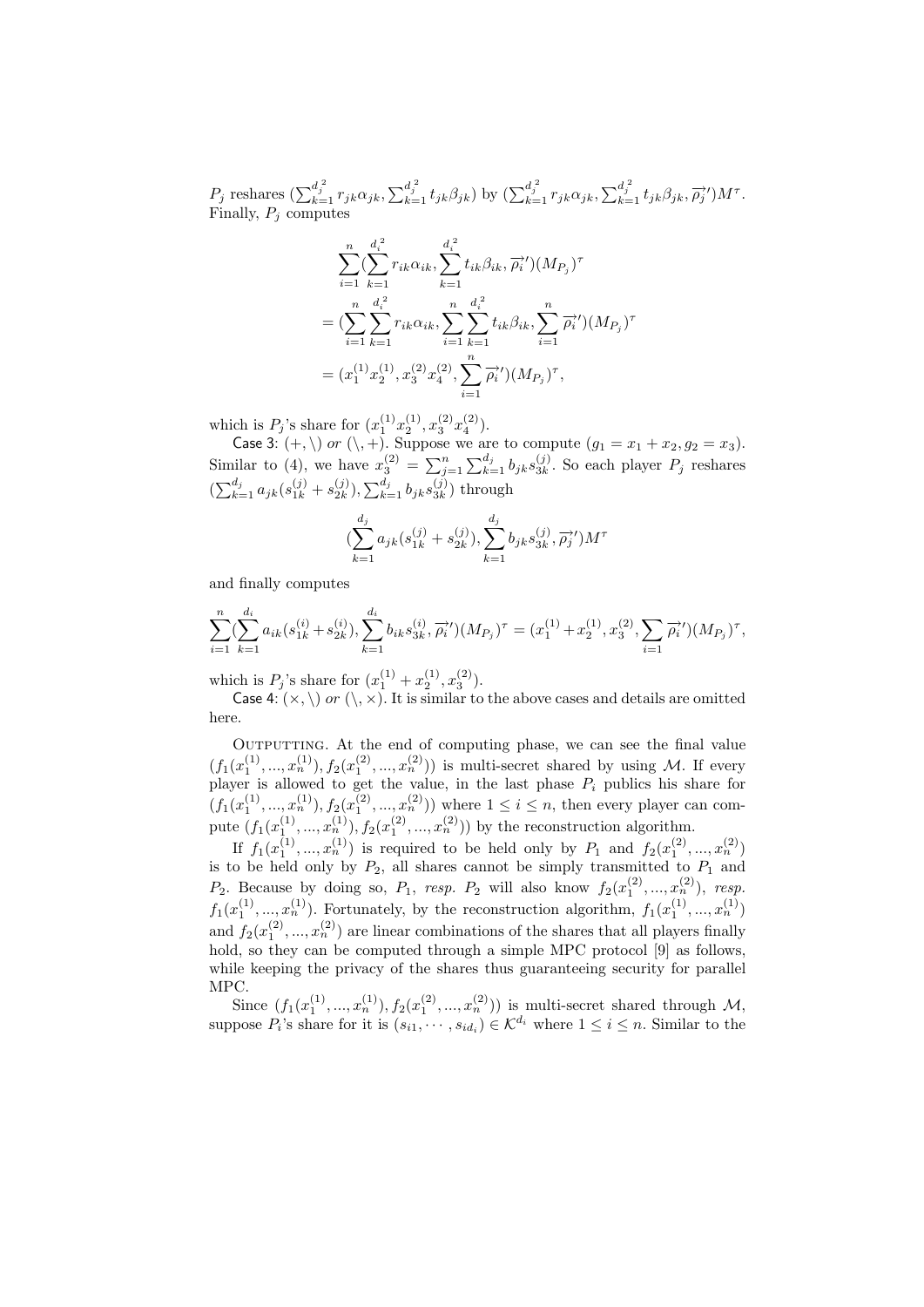$P_j$ reshares $(\sum_{k=1}^{d_j^2} r_{jk}\alpha_{jk}, \sum_{k=1}^{d_j^2} t_{jk}\beta_{jk})$ by $(\sum_{k=1}^{d_j^2} r_{jk}\alpha_{jk}, \sum_{k=1}^{d_j^2} t_{jk}\beta_{jk}, \overrightarrow{\rho_j}')M^{\tau}$. Finally, $P_j$ computes

$$
\begin{aligned}
&\sum_{i=1}^{n}(\sum_{k=1}^{d_i^2} r_{ik}\alpha_{ik}, \sum_{k=1}^{d_i^2} t_{ik}\beta_{ik}, \overrightarrow{\rho_i}')(M_{P_j})^{\tau} \\
&= (\sum_{i=1}^{n}\sum_{k=1}^{d_i^2} r_{ik}\alpha_{ik}, \sum_{i=1}^{n}\sum_{k=1}^{d_i^2} t_{ik}\beta_{ik}, \sum_{i=1}^{n}\overrightarrow{\rho_i}')(M_{P_j})^{\tau} \\
&= (x_1^{(1)}x_2^{(1)}, x_3^{(2)}x_4^{(2)}, \sum_{i=1}^{n}\overrightarrow{\rho_i}')(M_{P_j})^{\tau},
\end{aligned}
$$

which is $P_j$'s share for $(x_1^{(1)}x_2^{(1)}, x_3^{(2)}x_4^{(2)})$.

Case 3: $(+, \backslash)$ *or* $(\backslash, +)$. Suppose we are to compute $(g_1 = x_1 + x_2, g_2 = x_3)$. Similar to (4), we have $x_3^{(2)} = \sum_{j=1}^{n}\sum_{k=1}^{d_j} b_{jk}s_{3k}^{(j)}$. So each player $P_j$ reshares $(\sum_{k=1}^{d_j} a_{jk}(s_{1k}^{(j)} + s_{2k}^{(j)}), \sum_{k=1}^{d_j} b_{jk}s_{3k}^{(j)})$ through

$$
(\sum_{k=1}^{d_j} a_{jk}(s_{1k}^{(j)} + s_{2k}^{(j)}), \sum_{k=1}^{d_j} b_{jk}s_{3k}^{(j)}, \overrightarrow{\rho_j}')M^{\tau}
$$

and finally computes

$$
\sum_{i=1}^{n}(\sum_{k=1}^{d_i} a_{ik}(s_{1k}^{(i)} + s_{2k}^{(i)}), \sum_{k=1}^{d_i} b_{ik}s_{3k}^{(i)}, \overrightarrow{\rho_i}')(M_{P_j})^{\tau} = (x_1^{(1)} + x_2^{(1)}, x_3^{(2)}, \sum_{i=1}^{n}\overrightarrow{\rho_i}')(M_{P_j})^{\tau},
$$

which is $P_j$'s share for $(x_1^{(1)} + x_2^{(1)}, x_3^{(2)})$.

Case 4: $(\times, \backslash)$ *or* $(\backslash, \times)$. It is similar to the above cases and details are omitted here.

Outputting. At the end of computing phase, we can see the final value $(f_1(x_1^{(1)}, ..., x_n^{(1)}), f_2(x_1^{(2)}, ..., x_n^{(2)}))$ is multi-secret shared by using $\mathcal{M}$. If every player is allowed to get the value, in the last phase $P_i$ publics his share for $(f_1(x_1^{(1)}, ..., x_n^{(1)}), f_2(x_1^{(2)}, ..., x_n^{(2)}))$ where $1 \leq i \leq n$, then every player can compute $(f_1(x_1^{(1)}, ..., x_n^{(1)}), f_2(x_1^{(2)}, ..., x_n^{(2)}))$ by the reconstruction algorithm.

If $f_1(x_1^{(1)}, ..., x_n^{(1)})$ is required to be held only by $P_1$ and $f_2(x_1^{(2)}, ..., x_n^{(2)})$ is to be held only by $P_2$, all shares cannot be simply transmitted to $P_1$ and $P_2$. Because by doing so, $P_1$, *resp.* $P_2$ will also know $f_2(x_1^{(2)}, ..., x_n^{(2)})$, *resp.* $f_1(x_1^{(1)}, ..., x_n^{(1)})$. Fortunately, by the reconstruction algorithm, $f_1(x_1^{(1)}, ..., x_n^{(1)})$ and $f_2(x_1^{(2)}, ..., x_n^{(2)})$ are linear combinations of the shares that all players finally hold, so they can be computed through a simple MPC protocol [9] as follows, while keeping the privacy of the shares thus guaranteeing security for parallel MPC.

Since $(f_1(x_1^{(1)}, ..., x_n^{(1)}), f_2(x_1^{(2)}, ..., x_n^{(2)}))$ is multi-secret shared through $\mathcal{M}$, suppose $P_i$'s share for it is $(s_{i1}, \cdots, s_{id_i}) \in \mathcal{K}^{d_i}$ where $1 \leq i \leq n$. Similar to the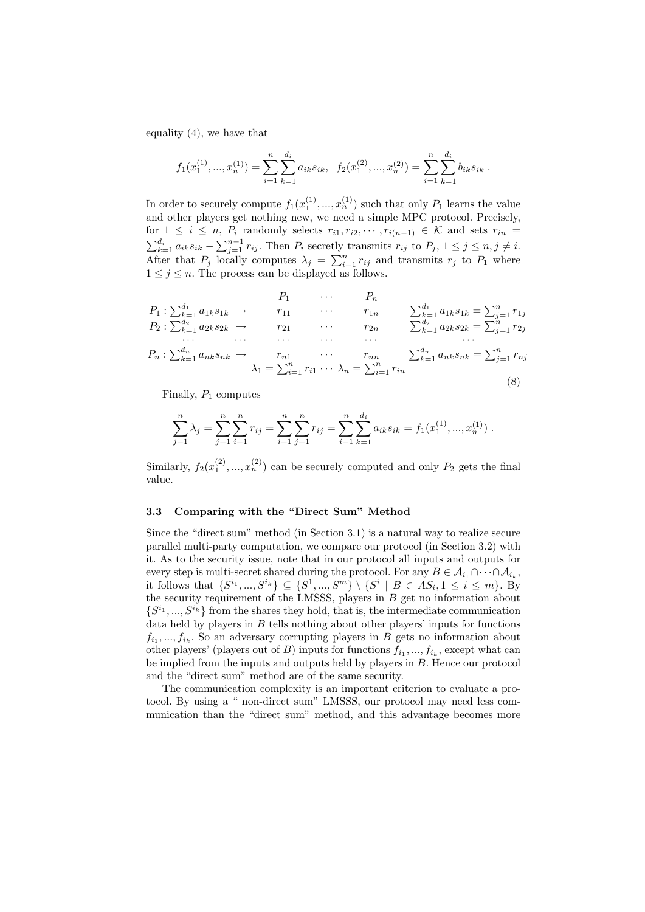equality (4), we have that

$$f_1(x_1^{(1)},...,x_n^{(1)}) = \sum_{i=1}^{n}\sum_{k=1}^{d_i} a_{ik}s_{ik}, \quad f_2(x_1^{(2)},...,x_n^{(2)}) = \sum_{i=1}^{n}\sum_{k=1}^{d_i} b_{ik}s_{ik} \, .$$

In order to securely compute $f_1(x_1^{(1)},...,x_n^{(1)})$ such that only $P_1$ learns the value and other players get nothing new, we need a simple MPC protocol. Precisely, for $1 \leq i \leq n$, $P_i$ randomly selects $r_{i1}, r_{i2}, \cdots, r_{i(n-1)} \in \mathcal{K}$ and sets $r_{in} = \sum_{k=1}^{d_i} a_{ik}s_{ik} - \sum_{j=1}^{n-1} r_{ij}$. Then $P_i$ secretly transmits $r_{ij}$ to $P_j$, $1 \leq j \leq n, j \neq i$. After that $P_j$ locally computes $\lambda_j = \sum_{i=1}^{n} r_{ij}$ and transmits $r_j$ to $P_1$ where $1 \leq j \leq n$. The process can be displayed as follows.

$$\begin{array}{lccccl}
 & P_1 & \cdots & P_n & & \\
P_1 : \sum_{k=1}^{d_1} a_{1k}s_{1k} \;\rightarrow & r_{11} & \cdots & r_{1n} & & \sum_{k=1}^{d_1} a_{1k}s_{1k} = \sum_{j=1}^{n} r_{1j} \\
P_2 : \sum_{k=1}^{d_2} a_{2k}s_{2k} \;\rightarrow & r_{21} & \cdots & r_{2n} & & \sum_{k=1}^{d_2} a_{2k}s_{2k} = \sum_{j=1}^{n} r_{2j} \\
\cdots \quad\quad \cdots & \cdots & \cdots & \cdots & & \cdots \\
P_n : \sum_{k=1}^{d_n} a_{nk}s_{nk} \;\rightarrow & r_{n1} & \cdots & r_{nn} & & \sum_{k=1}^{d_n} a_{nk}s_{nk} = \sum_{j=1}^{n} r_{nj} \\
 & \lambda_1 = \sum_{i=1}^{n} r_{i1} & \cdots & \lambda_n = \sum_{i=1}^{n} r_{in} & &
\end{array} \tag{8}$$

Finally, $P_1$ computes

$$\sum_{j=1}^{n} \lambda_j = \sum_{j=1}^{n}\sum_{i=1}^{n} r_{ij} = \sum_{i=1}^{n}\sum_{j=1}^{n} r_{ij} = \sum_{i=1}^{n}\sum_{k=1}^{d_i} a_{ik}s_{ik} = f_1(x_1^{(1)},...,x_n^{(1)}) \, .$$

Similarly, $f_2(x_1^{(2)},...,x_n^{(2)})$ can be securely computed and only $P_2$ gets the final value.

### 3.3 Comparing with the "Direct Sum" Method

Since the "direct sum" method (in Section 3.1) is a natural way to realize secure parallel multi-party computation, we compare our protocol (in Section 3.2) with it. As to the security issue, note that in our protocol all inputs and outputs for every step is multi-secret shared during the protocol. For any $B \in \mathcal{A}_{i_1} \cap \cdots \cap \mathcal{A}_{i_k}$, it follows that $\{S^{i_1},...,S^{i_k}\} \subseteq \{S^1,...,S^m\} \setminus \{S^i \mid B \in AS_i, 1 \leq i \leq m\}$. By the security requirement of the LMSSS, players in $B$ get no information about $\{S^{i_1},...,S^{i_k}\}$ from the shares they hold, that is, the intermediate communication data held by players in $B$ tells nothing about other players' inputs for functions $f_{i_1},...,f_{i_k}$. So an adversary corrupting players in $B$ gets no information about other players' (players out of $B$) inputs for functions $f_{i_1},...,f_{i_k}$, except what can be implied from the inputs and outputs held by players in $B$. Hence our protocol and the "direct sum" method are of the same security.

The communication complexity is an important criterion to evaluate a protocol. By using a " non-direct sum" LMSSS, our protocol may need less communication than the "direct sum" method, and this advantage becomes more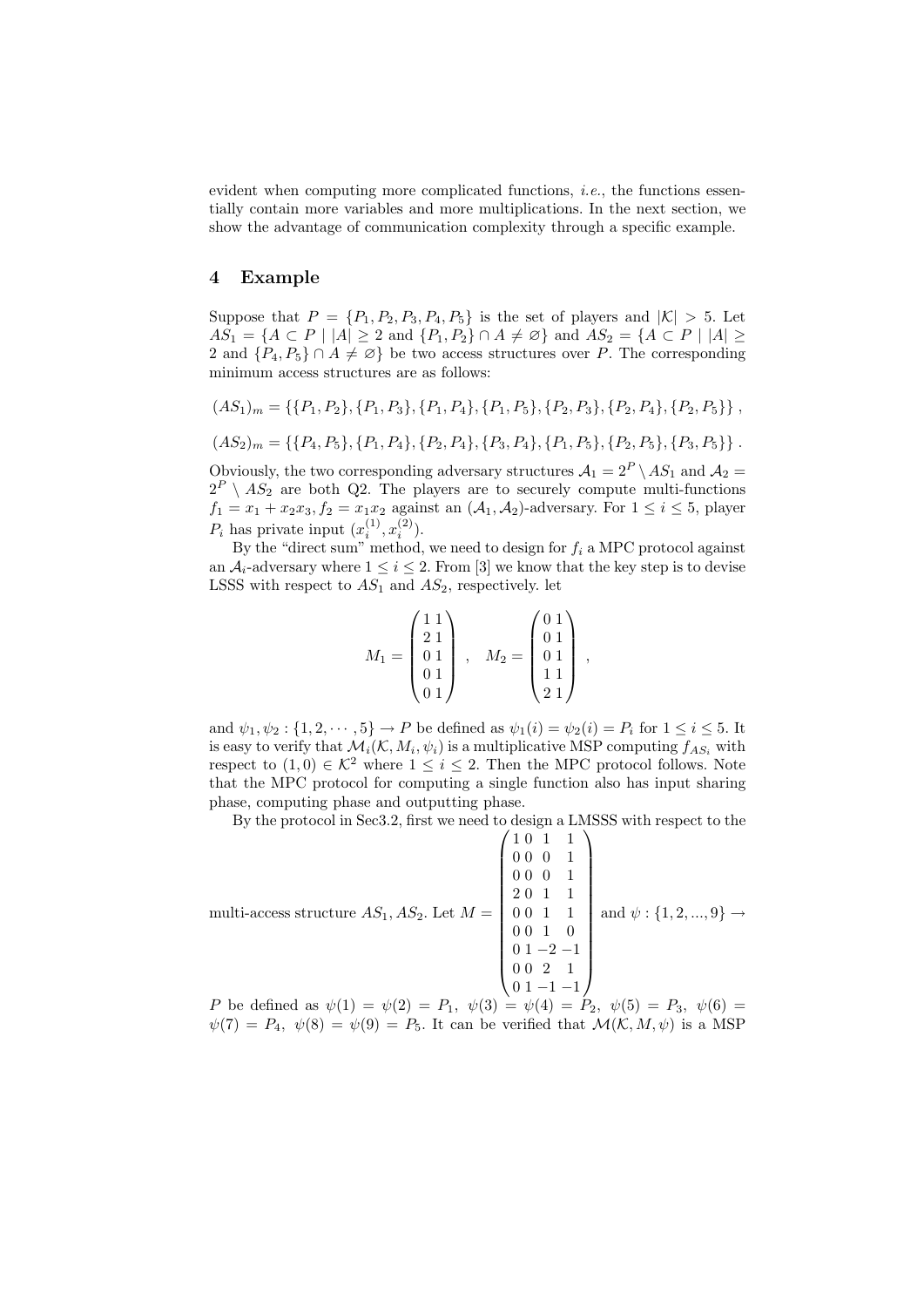evident when computing more complicated functions, *i.e.*, the functions essentially contain more variables and more multiplications. In the next section, we show the advantage of communication complexity through a specific example.

## 4 Example

Suppose that $P = \{P_1, P_2, P_3, P_4, P_5\}$ is the set of players and $|\mathcal{K}| > 5$. Let $AS_1 = \{A \subset P \mid |A| \geq 2 \text{ and } \{P_1, P_2\} \cap A \neq \varnothing\}$ and $AS_2 = \{A \subset P \mid |A| \geq 2 \text{ and } \{P_4, P_5\} \cap A \neq \varnothing\}$ be two access structures over $P$. The corresponding minimum access structures are as follows:

$$(AS_1)_m = \{\{P_1, P_2\}, \{P_1, P_3\}, \{P_1, P_4\}, \{P_1, P_5\}, \{P_2, P_3\}, \{P_2, P_4\}, \{P_2, P_5\}\},$$

$$(AS_2)_m = \{\{P_4, P_5\}, \{P_1, P_4\}, \{P_2, P_4\}, \{P_3, P_4\}, \{P_1, P_5\}, \{P_2, P_5\}, \{P_3, P_5\}\}.$$

Obviously, the two corresponding adversary structures $\mathcal{A}_1 = 2^P \setminus AS_1$ and $\mathcal{A}_2 = 2^P \setminus AS_2$ are both Q2. The players are to securely compute multi-functions $f_1 = x_1 + x_2 x_3$, $f_2 = x_1 x_2$ against an $(\mathcal{A}_1, \mathcal{A}_2)$-adversary. For $1 \leq i \leq 5$, player $P_i$ has private input $(x_i^{(1)}, x_i^{(2)})$.

By the "direct sum" method, we need to design for $f_i$ a MPC protocol against an $\mathcal{A}_i$-adversary where $1 \leq i \leq 2$. From [3] we know that the key step is to devise LSSS with respect to $AS_1$ and $AS_2$, respectively. let

$$M_1 = \begin{pmatrix} 1 & 1 \\ 2 & 1 \\ 0 & 1 \\ 0 & 1 \\ 0 & 1 \end{pmatrix}, \quad M_2 = \begin{pmatrix} 0 & 1 \\ 0 & 1 \\ 0 & 1 \\ 1 & 1 \\ 2 & 1 \end{pmatrix},$$

and $\psi_1, \psi_2 : \{1, 2, \cdots, 5\} \to P$ be defined as $\psi_1(i) = \psi_2(i) = P_i$ for $1 \leq i \leq 5$. It is easy to verify that $\mathcal{M}_i(\mathcal{K}, M_i, \psi_i)$ is a multiplicative MSP computing $f_{AS_i}$ with respect to $(1, 0) \in \mathcal{K}^2$ where $1 \leq i \leq 2$. Then the MPC protocol follows. Note that the MPC protocol for computing a single function also has input sharing phase, computing phase and outputting phase.

By the protocol in Sec3.2, first we need to design a LMSSS with respect to the multi-access structure $AS_1, AS_2$. Let $M = \begin{pmatrix} 1 & 0 & 1 & 1 \\ 0 & 0 & 0 & 1 \\ 0 & 0 & 0 & 1 \\ 2 & 0 & 1 & 1 \\ 0 & 0 & 1 & 1 \\ 0 & 0 & 1 & 0 \\ 0 & 1 & -2 & -1 \\ 0 & 0 & 2 & 1 \\ 0 & 1 & -1 & -1 \end{pmatrix}$ and $\psi : \{1, 2, ..., 9\} \to P$ be defined as $\psi(1) = \psi(2) = P_1$, $\psi(3) = \psi(4) = P_2$, $\psi(5) = P_3$, $\psi(6) = \psi(7) = P_4$, $\psi(8) = \psi(9) = P_5$. It can be verified that $\mathcal{M}(\mathcal{K}, M, \psi)$ is a MSP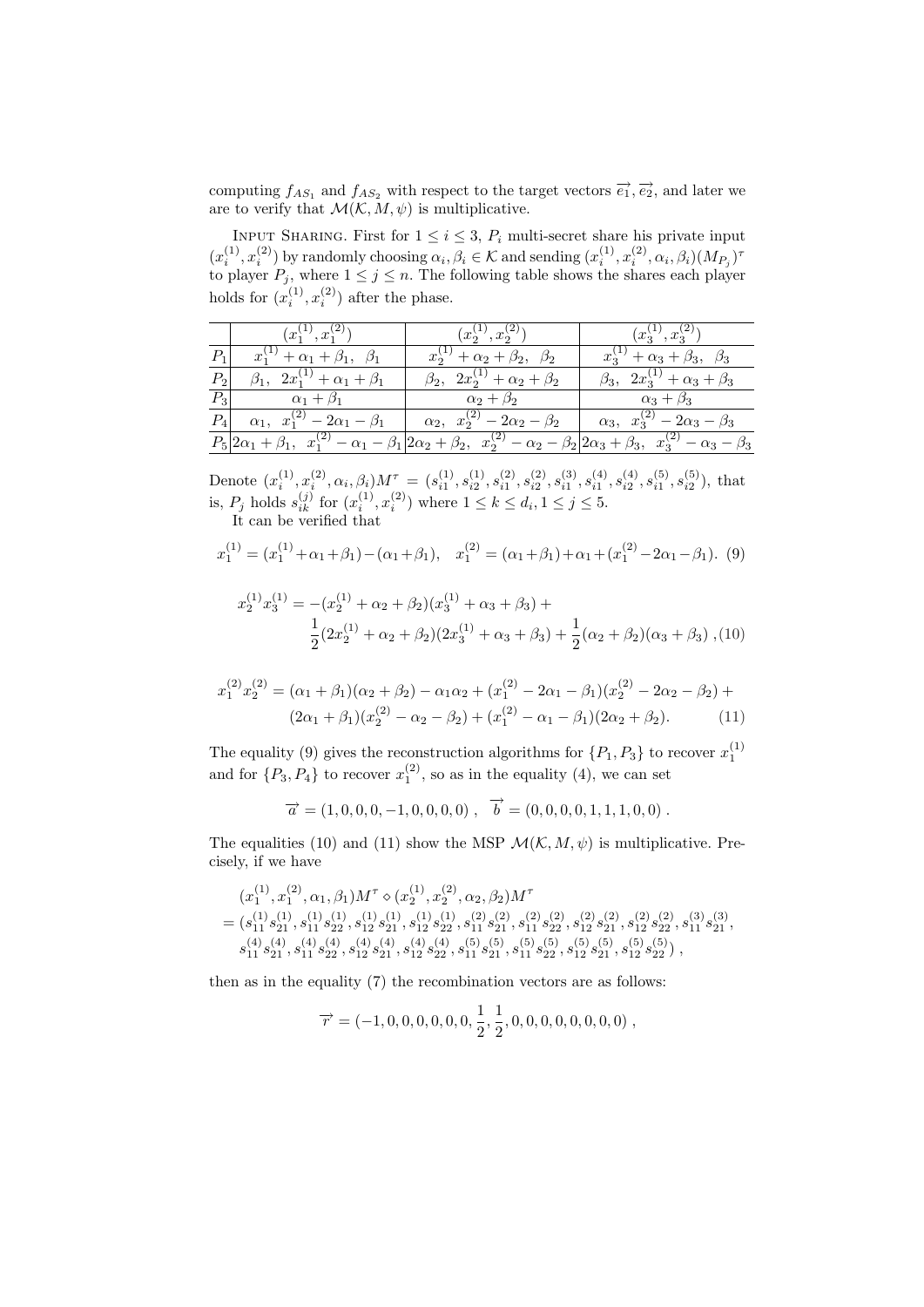computing $f_{AS_1}$ and $f_{AS_2}$ with respect to the target vectors $\overrightarrow{e_1}, \overrightarrow{e_2}$, and later we are to verify that $\mathcal{M}(\mathcal{K}, M, \psi)$ is multiplicative.

Input Sharing. First for $1 \le i \le 3$, $P_i$ multi-secret share his private input $(x_i^{(1)}, x_i^{(2)})$ by randomly choosing $\alpha_i, \beta_i \in \mathcal{K}$ and sending $(x_i^{(1)}, x_i^{(2)}, \alpha_i, \beta_i)(M_{P_j})^\tau$ to player $P_j$, where $1 \le j \le n$. The following table shows the shares each player holds for $(x_i^{(1)}, x_i^{(2)})$ after the phase.

| | $(x_1^{(1)}, x_1^{(2)})$ | $(x_2^{(1)}, x_2^{(2)})$ | $(x_3^{(1)}, x_3^{(2)})$ |
|---|---|---|---|
| $P_1$ | $x_1^{(1)} + \alpha_1 + \beta_1,\ \ \beta_1$ | $x_2^{(1)} + \alpha_2 + \beta_2,\ \ \beta_2$ | $x_3^{(1)} + \alpha_3 + \beta_3,\ \ \beta_3$ |
| $P_2$ | $\beta_1,\ \ 2x_1^{(1)} + \alpha_1 + \beta_1$ | $\beta_2,\ \ 2x_2^{(1)} + \alpha_2 + \beta_2$ | $\beta_3,\ \ 2x_3^{(1)} + \alpha_3 + \beta_3$ |
| $P_3$ | $\alpha_1 + \beta_1$ | $\alpha_2 + \beta_2$ | $\alpha_3 + \beta_3$ |
| $P_4$ | $\alpha_1,\ \ x_1^{(2)} - 2\alpha_1 - \beta_1$ | $\alpha_2,\ \ x_2^{(2)} - 2\alpha_2 - \beta_2$ | $\alpha_3,\ \ x_3^{(2)} - 2\alpha_3 - \beta_3$ |
| $P_5$ | $2\alpha_1 + \beta_1,\ \ x_1^{(2)} - \alpha_1 - \beta_1$ | $2\alpha_2 + \beta_2,\ \ x_2^{(2)} - \alpha_2 - \beta_2$ | $2\alpha_3 + \beta_3,\ \ x_3^{(2)} - \alpha_3 - \beta_3$ |

Denote $(x_i^{(1)}, x_i^{(2)}, \alpha_i, \beta_i)M^\tau = (s_{i1}^{(1)}, s_{i2}^{(1)}, s_{i1}^{(2)}, s_{i2}^{(2)}, s_{i1}^{(3)}, s_{i1}^{(4)}, s_{i2}^{(4)}, s_{i1}^{(5)}, s_{i2}^{(5)})$, that is, $P_j$ holds $s_{ik}^{(j)}$ for $(x_i^{(1)}, x_i^{(2)})$ where $1 \le k \le d_i, 1 \le j \le 5$.

It can be verified that

$$x_1^{(1)} = (x_1^{(1)} + \alpha_1 + \beta_1) - (\alpha_1 + \beta_1), \quad x_1^{(2)} = (\alpha_1 + \beta_1) + \alpha_1 + (x_1^{(2)} - 2\alpha_1 - \beta_1). \tag{9}$$

$$x_2^{(1)} x_3^{(1)} = -(x_2^{(1)} + \alpha_2 + \beta_2)(x_3^{(1)} + \alpha_3 + \beta_3) + \frac{1}{2}(2x_2^{(1)} + \alpha_2 + \beta_2)(2x_3^{(1)} + \alpha_3 + \beta_3) + \frac{1}{2}(\alpha_2 + \beta_2)(\alpha_3 + \beta_3)\ , \tag{10}$$

$$x_1^{(2)} x_2^{(2)} = (\alpha_1 + \beta_1)(\alpha_2 + \beta_2) - \alpha_1\alpha_2 + (x_1^{(2)} - 2\alpha_1 - \beta_1)(x_2^{(2)} - 2\alpha_2 - \beta_2) + (2\alpha_1 + \beta_1)(x_2^{(2)} - \alpha_2 - \beta_2) + (x_1^{(2)} - \alpha_1 - \beta_1)(2\alpha_2 + \beta_2). \tag{11}$$

The equality (9) gives the reconstruction algorithms for $\{P_1, P_3\}$ to recover $x_1^{(1)}$ and for $\{P_3, P_4\}$ to recover $x_1^{(2)}$, so as in the equality (4), we can set

$$\overrightarrow{a} = (1, 0, 0, 0, -1, 0, 0, 0, 0)\ , \quad \overrightarrow{b} = (0, 0, 0, 0, 1, 1, 1, 0, 0)\ .$$

The equalities (10) and (11) show the MSP $\mathcal{M}(\mathcal{K}, M, \psi)$ is multiplicative. Precisely, if we have

$$\begin{aligned}
&(x_1^{(1)}, x_1^{(2)}, \alpha_1, \beta_1)M^\tau \diamond (x_2^{(1)}, x_2^{(2)}, \alpha_2, \beta_2)M^\tau \\
&= (s_{11}^{(1)}s_{21}^{(1)}, s_{11}^{(1)}s_{22}^{(1)}, s_{12}^{(1)}s_{21}^{(1)}, s_{12}^{(1)}s_{22}^{(1)}, s_{11}^{(2)}s_{21}^{(2)}, s_{11}^{(2)}s_{22}^{(2)}, s_{12}^{(2)}s_{21}^{(2)}, s_{12}^{(2)}s_{22}^{(2)}, s_{11}^{(3)}s_{21}^{(3)}, \\
&\quad s_{11}^{(4)}s_{21}^{(4)}, s_{11}^{(4)}s_{22}^{(4)}, s_{12}^{(4)}s_{21}^{(4)}, s_{12}^{(4)}s_{22}^{(4)}, s_{11}^{(5)}s_{21}^{(5)}, s_{11}^{(5)}s_{22}^{(5)}, s_{12}^{(5)}s_{21}^{(5)}, s_{12}^{(5)}s_{22}^{(5)})\ ,
\end{aligned}$$

then as in the equality (7) the recombination vectors are as follows:

$$\overrightarrow{r} = (-1, 0, 0, 0, 0, 0, 0, \frac{1}{2}, \frac{1}{2}, 0, 0, 0, 0, 0, 0, 0, 0)\ ,$$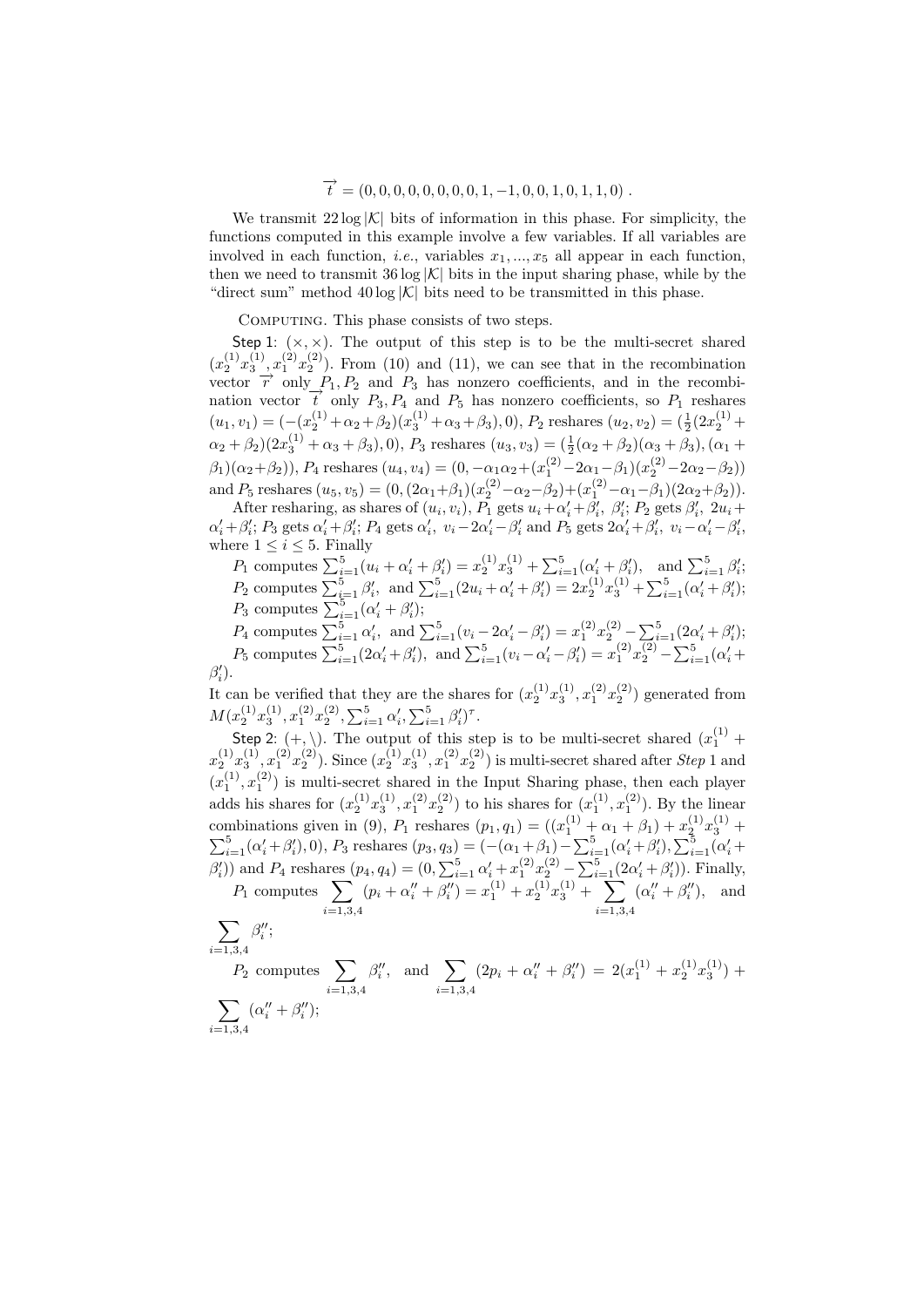$$\overrightarrow{t} = (0,0,0,0,0,0,0,0,1,-1,0,0,1,0,1,1,0)\ .$$

We transmit $22 \log |\mathcal{K}|$ bits of information in this phase. For simplicity, the functions computed in this example involve a few variables. If all variables are involved in each function, *i.e.*, variables $x_1, ..., x_5$ all appear in each function, then we need to transmit $36 \log |\mathcal{K}|$ bits in the input sharing phase, while by the "direct sum" method $40 \log |\mathcal{K}|$ bits need to be transmitted in this phase.

Computing. This phase consists of two steps.

Step 1: $(\times, \times)$. The output of this step is to be the multi-secret shared $(x_2^{(1)} x_3^{(1)}, x_1^{(2)} x_2^{(2)})$. From (10) and (11), we can see that in the recombination vector $\overrightarrow{r}$ only $P_1, P_2$ and $P_3$ has nonzero coefficients, and in the recombination vector $\overrightarrow{t}$ only $P_3, P_4$ and $P_5$ has nonzero coefficients, so $P_1$ reshares $(u_1, v_1) = (-(x_2^{(1)} + \alpha_2 + \beta_2)(x_3^{(1)} + \alpha_3 + \beta_3), 0)$, $P_2$ reshares $(u_2, v_2) = (\frac{1}{2}(2x_2^{(1)} + \alpha_2 + \beta_2)(2x_3^{(1)} + \alpha_3 + \beta_3), 0)$, $P_3$ reshares $(u_3, v_3) = (\frac{1}{2}(\alpha_2 + \beta_2)(\alpha_3 + \beta_3), (\alpha_1 + \beta_1)(\alpha_2 + \beta_2))$, $P_4$ reshares $(u_4, v_4) = (0, -\alpha_1\alpha_2 + (x_1^{(2)} - 2\alpha_1 - \beta_1)(x_2^{(2)} - 2\alpha_2 - \beta_2))$ and $P_5$ reshares $(u_5, v_5) = (0, (2\alpha_1 + \beta_1)(x_2^{(2)} - \alpha_2 - \beta_2) + (x_1^{(2)} - \alpha_1 - \beta_1)(2\alpha_2 + \beta_2))$.

After resharing, as shares of $(u_i, v_i)$, $P_1$ gets $u_i + \alpha_i' + \beta_i',\ \beta_i'$; $P_2$ gets $\beta_i',\ 2u_i + \alpha_i' + \beta_i'$; $P_3$ gets $\alpha_i' + \beta_i'$; $P_4$ gets $\alpha_i',\ v_i - 2\alpha_i' - \beta_i'$ and $P_5$ gets $2\alpha_i' + \beta_i',\ v_i - \alpha_i' - \beta_i'$, where $1 \le i \le 5$. Finally

$P_1$ computes $\sum_{i=1}^5 (u_i + \alpha_i' + \beta_i') = x_2^{(1)} x_3^{(1)} + \sum_{i=1}^5 (\alpha_i' + \beta_i')$, and $\sum_{i=1}^5 \beta_i'$;

$P_2$ computes $\sum_{i=1}^5 \beta_i'$, and $\sum_{i=1}^5 (2u_i + \alpha_i' + \beta_i') = 2x_2^{(1)} x_3^{(1)} + \sum_{i=1}^5 (\alpha_i' + \beta_i')$;

$P_3$ computes $\sum_{i=1}^5 (\alpha_i' + \beta_i')$;

$P_4$ computes $\sum_{i=1}^5 \alpha_i'$, and $\sum_{i=1}^5 (v_i - 2\alpha_i' - \beta_i') = x_1^{(2)} x_2^{(2)} - \sum_{i=1}^5 (2\alpha_i' + \beta_i')$;

$P_5$ computes $\sum_{i=1}^5 (2\alpha_i' + \beta_i')$, and $\sum_{i=1}^5 (v_i - \alpha_i' - \beta_i') = x_1^{(2)} x_2^{(2)} - \sum_{i=1}^5 (\alpha_i' + \beta_i')$.

It can be verified that they are the shares for $(x_2^{(1)} x_3^{(1)}, x_1^{(2)} x_2^{(2)})$ generated from $M(x_2^{(1)} x_3^{(1)}, x_1^{(2)} x_2^{(2)}, \sum_{i=1}^5 \alpha_i', \sum_{i=1}^5 \beta_i')^\tau$.

Step 2: $(+, \backslash)$. The output of this step is to be multi-secret shared $(x_1^{(1)} + x_2^{(1)} x_3^{(1)}, x_1^{(2)} x_2^{(2)})$. Since $(x_2^{(1)} x_3^{(1)}, x_1^{(2)} x_2^{(2)})$ is multi-secret shared after *Step* 1 and $(x_1^{(1)}, x_1^{(2)})$ is multi-secret shared in the Input Sharing phase, then each player adds his shares for $(x_2^{(1)} x_3^{(1)}, x_1^{(2)} x_2^{(2)})$ to his shares for $(x_1^{(1)}, x_1^{(2)})$. By the linear combinations given in (9), $P_1$ reshares $(p_1, q_1) = ((x_1^{(1)} + \alpha_1 + \beta_1) + x_2^{(1)} x_3^{(1)} + \sum_{i=1}^5 (\alpha_i' + \beta_i'), 0)$, $P_3$ reshares $(p_3, q_3) = (-(\alpha_1 + \beta_1) - \sum_{i=1}^5 (\alpha_i' + \beta_i'), \sum_{i=1}^5 (\alpha_i' + \beta_i'))$ and $P_4$ reshares $(p_4, q_4) = (0, \sum_{i=1}^5 \alpha_i' + x_1^{(2)} x_2^{(2)} - \sum_{i=1}^5 (2\alpha_i' + \beta_i'))$. Finally,

$P_1$ computes $\sum_{i=1,3,4} (p_i + \alpha_i'' + \beta_i'') = x_1^{(1)} + x_2^{(1)} x_3^{(1)} + \sum_{i=1,3,4} (\alpha_i'' + \beta_i'')$, and $\sum_{i=1,3,4} \beta_i''$;

$P_2$ computes $\sum_{i=1,3,4} \beta_i''$, and $\sum_{i=1,3,4} (2p_i + \alpha_i'' + \beta_i'') = 2(x_1^{(1)} + x_2^{(1)} x_3^{(1)}) + \sum_{i=1,3,4} (\alpha_i'' + \beta_i'')$;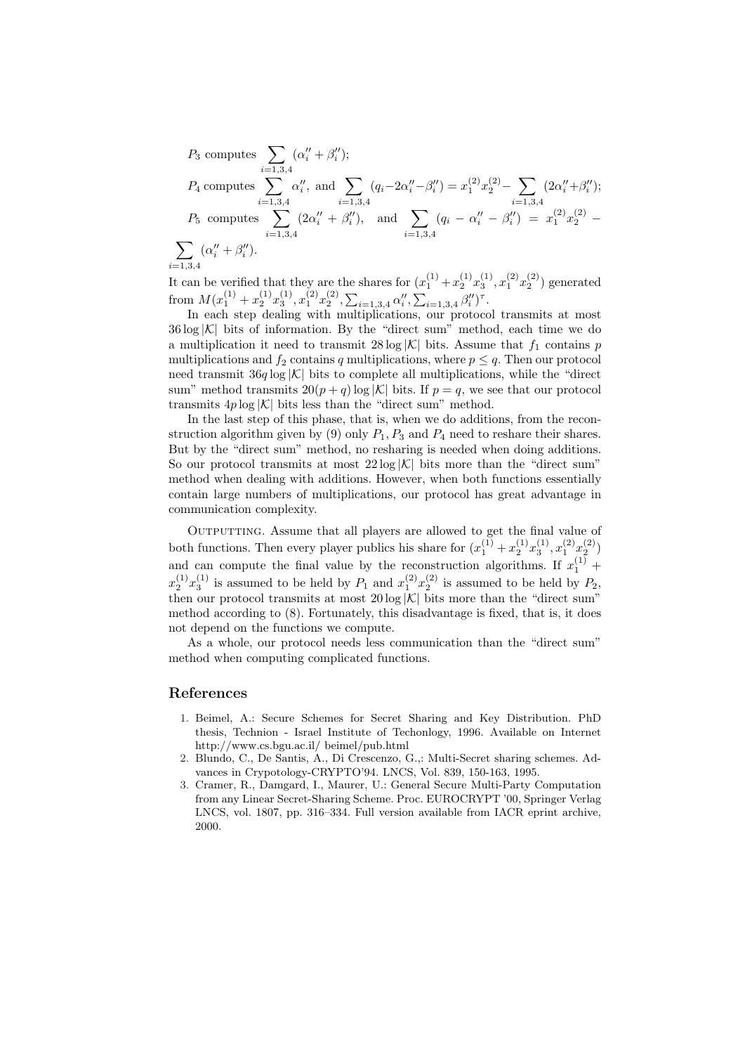$P_3$ computes $\sum_{i=1,3,4} (\alpha_i'' + \beta_i'')$;

$P_4$ computes $\sum_{i=1,3,4} \alpha_i''$, and $\sum_{i=1,3,4} (q_i - 2\alpha_i'' - \beta_i'') = x_1^{(2)} x_2^{(2)} - \sum_{i=1,3,4} (2\alpha_i'' + \beta_i'')$;

$P_5$ computes $\sum_{i=1,3,4} (2\alpha_i'' + \beta_i'')$, and $\sum_{i=1,3,4} (q_i - \alpha_i'' - \beta_i'') = x_1^{(2)} x_2^{(2)} - \sum_{i=1,3,4} (\alpha_i'' + \beta_i'')$.

It can be verified that they are the shares for $(x_1^{(1)} + x_2^{(1)} x_3^{(1)}, x_1^{(2)} x_2^{(2)})$ generated from $M(x_1^{(1)} + x_2^{(1)} x_3^{(1)}, x_1^{(2)} x_2^{(2)}, \sum_{i=1,3,4} \alpha_i'', \sum_{i=1,3,4} \beta_i'')^\tau$.

In each step dealing with multiplications, our protocol transmits at most $36 \log |\mathcal{K}|$ bits of information. By the "direct sum" method, each time we do a multiplication it need to transmit $28 \log |\mathcal{K}|$ bits. Assume that $f_1$ contains $p$ multiplications and $f_2$ contains $q$ multiplications, where $p \leq q$. Then our protocol need transmit $36q \log |\mathcal{K}|$ bits to complete all multiplications, while the "direct sum" method transmits $20(p+q) \log |\mathcal{K}|$ bits. If $p = q$, we see that our protocol transmits $4p \log |\mathcal{K}|$ bits less than the "direct sum" method.

In the last step of this phase, that is, when we do additions, from the reconstruction algorithm given by (9) only $P_1, P_3$ and $P_4$ need to reshare their shares. But by the "direct sum" method, no resharing is needed when doing additions. So our protocol transmits at most $22 \log |\mathcal{K}|$ bits more than the "direct sum" method when dealing with additions. However, when both functions essentially contain large numbers of multiplications, our protocol has great advantage in communication complexity.

Outputting. Assume that all players are allowed to get the final value of both functions. Then every player publics his share for $(x_1^{(1)} + x_2^{(1)} x_3^{(1)}, x_1^{(2)} x_2^{(2)})$ and can compute the final value by the reconstruction algorithms. If $x_1^{(1)} + x_2^{(1)} x_3^{(1)}$ is assumed to be held by $P_1$ and $x_1^{(2)} x_2^{(2)}$ is assumed to be held by $P_2$, then our protocol transmits at most $20 \log |\mathcal{K}|$ bits more than the "direct sum" method according to (8). Fortunately, this disadvantage is fixed, that is, it does not depend on the functions we compute.

As a whole, our protocol needs less communication than the "direct sum" method when computing complicated functions.

## References

1. Beimel, A.: Secure Schemes for Secret Sharing and Key Distribution. PhD thesis, Technion - Israel Institute of Techonlogy, 1996. Available on Internet http://www.cs.bgu.ac.il/ beimel/pub.html
2. Blundo, C., De Santis, A., Di Crescenzo, G.,: Multi-Secret sharing schemes. Advances in Crypotology-CRYPTO'94. LNCS, Vol. 839, 150-163, 1995.
3. Cramer, R., Damgard, I., Maurer, U.: General Secure Multi-Party Computation from any Linear Secret-Sharing Scheme. Proc. EUROCRYPT '00, Springer Verlag LNCS, vol. 1807, pp. 316–334. Full version available from IACR eprint archive, 2000.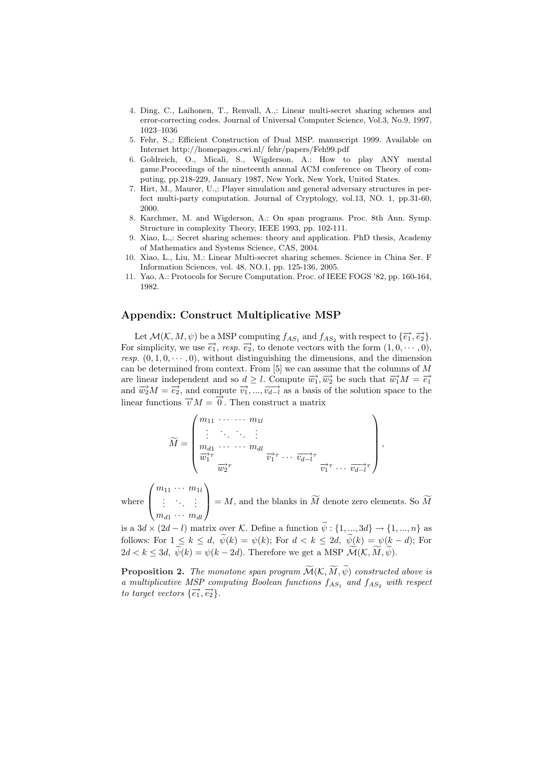4. Ding, C., Laihonen, T., Renvall, A.,: Linear multi-secret sharing schemes and error-correcting codes. Journal of Universal Computer Science, Vol.3, No.9, 1997, 1023–1036
5. Fehr, S.,: Efficient Construction of Dual MSP. manuscript 1999. Available on Internet http://homepages.cwi.nl/ fehr/papers/Feh99.pdf
6. Goldreich, O., Micali, S., Wigderson, A.: How to play ANY mental game.Proceedings of the nineteenth annual ACM conference on Theory of computing, pp.218-229, January 1987, New York, New York, United States.
7. Hirt, M., Maurer, U.,: Player simulation and general adversary structures in perfect multi-party computation. Journal of Cryptology, vol.13, NO. 1, pp.31-60, 2000.
8. Karchmer, M. and Wigderson, A.: On span programs. Proc. 8th Ann. Symp. Structure in complexity Theory, IEEE 1993, pp. 102-111.
9. Xiao, L.,: Secret sharing schemes: theory and application. PhD thesis, Academy of Mathematics and Systems Science, CAS, 2004.
10. Xiao, L., Liu, M.: Linear Multi-secret sharing schemes. Science in China Ser. F Information Sciences, vol. 48, NO.1, pp. 125-136, 2005.
11. Yao, A.: Protocols for Secure Computation. Proc. of IEEE FOGS '82, pp. 160-164, 1982.

## Appendix: Construct Multiplicative MSP

Let $\mathcal{M}(\mathcal{K}, M, \psi)$ be a MSP computing $f_{AS_1}$ and $f_{AS_2}$ with respect to $\{\overrightarrow{e_1}, \overrightarrow{e_2}\}$. For simplicity, we use $\overrightarrow{e_1}$, *resp.* $\overrightarrow{e_2}$, to denote vectors with the form $(1, 0, \cdots, 0)$, *resp.* $(0, 1, 0, \cdots, 0)$, without distinguishing the dimensions, and the dimension can be determined from context. From [5] we can assume that the columns of $M$ are linear independent and so $d \geq l$. Compute $\overrightarrow{w_1}, \overrightarrow{w_2}$ be such that $\overrightarrow{w_1}M = \overrightarrow{e_1}$ and $\overrightarrow{w_2}M = \overrightarrow{e_2}$, and compute $\overrightarrow{v_1}, ..., \overrightarrow{v_{d-l}}$ as a basis of the solution space to the linear functions $\overrightarrow{v}M = \overrightarrow{0}$. Then construct a matrix

$$\widetilde{M} = \begin{pmatrix} m_{11} & \cdots & \cdots & m_{1l} & & & & & & \\ \vdots & \ddots & \ddots & \vdots & & & & & & \\ m_{d1} & \cdots & \cdots & m_{dl} & & & & & & \\ \overrightarrow{w_1}^{\tau} & & & & \overrightarrow{v_1}^{\tau} & \cdots & \overrightarrow{v_{d-l}}^{\tau} & & & \\ & \overrightarrow{w_2}^{\tau} & & & & & & \overrightarrow{v_1}^{\tau} & \cdots & \overrightarrow{v_{d-l}}^{\tau} \end{pmatrix},$$

where $\begin{pmatrix} m_{11} & \cdots & m_{1l} \\ \vdots & \ddots & \vdots \\ m_{d1} & \cdots & m_{dl} \end{pmatrix} = M$, and the blanks in $\widetilde{M}$ denote zero elements. So $\widetilde{M}$ is a $3d \times (2d - l)$ matrix over $\mathcal{K}$. Define a function $\widetilde{\psi} : \{1, ..., 3d\} \rightarrow \{1, ..., n\}$ as follows: For $1 \leq k \leq d$, $\widetilde{\psi}(k) = \psi(k)$; For $d < k \leq 2d$, $\widetilde{\psi}(k) = \psi(k - d)$; For $2d < k \leq 3d$, $\widetilde{\psi}(k) = \psi(k - 2d)$. Therefore we get a MSP $\widetilde{\mathcal{M}}(\mathcal{K}, \widetilde{M}, \widetilde{\psi})$.

**Proposition 2.** *The monotone span program $\widetilde{\mathcal{M}}(\mathcal{K}, \widetilde{M}, \widetilde{\psi})$ constructed above is a multiplicative MSP computing Boolean functions $f_{AS_1}$ and $f_{AS_2}$ with respect to target vectors $\{\overrightarrow{e_1}, \overrightarrow{e_2}\}$.*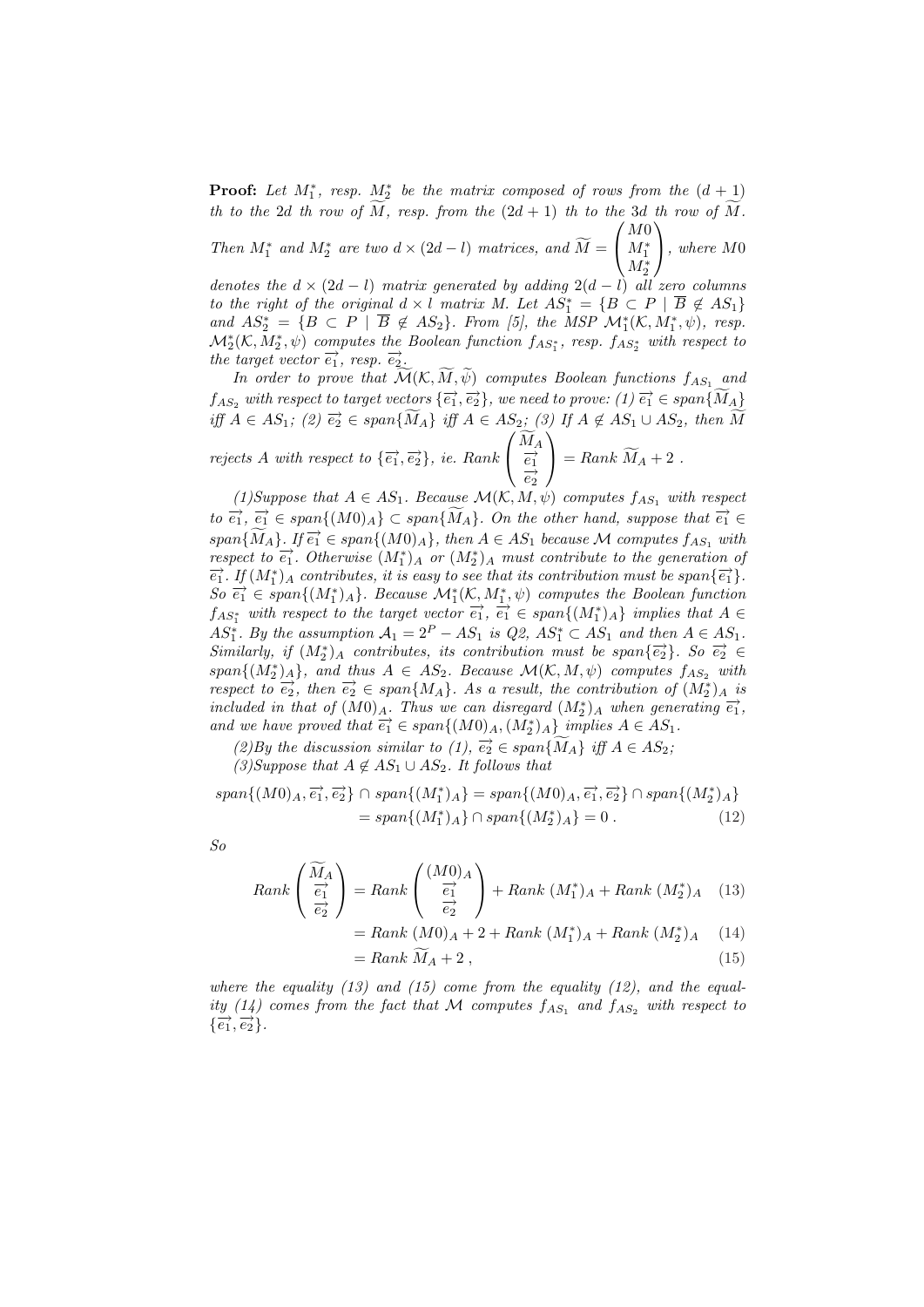**Proof:** *Let $M_1^*$, resp. $M_2^*$ be the matrix composed of rows from the $(d+1)$ th to the $2d$ th row of $\widetilde{M}$, resp. from the $(2d+1)$ th to the $3d$ th row of $\widetilde{M}$. Then $M_1^*$ and $M_2^*$ are two $d \times (2d-l)$ matrices, and $\widetilde{M} = \begin{pmatrix} M0 \\ M_1^* \\ M_2^* \end{pmatrix}$, where $M0$ denotes the $d \times (2d-l)$ matrix generated by adding $2(d-l)$ all zero columns to the right of the original $d \times l$ matrix $M$. Let $AS_1^* = \{B \subset P \mid \overline{B} \notin AS_1\}$ and $AS_2^* = \{B \subset P \mid \overline{B} \notin AS_2\}$. From [5], the MSP $\mathcal{M}_1^*(\mathcal{K}, M_1^*, \psi)$, resp. $\mathcal{M}_2^*(\mathcal{K}, M_2^*, \psi)$ computes the Boolean function $f_{AS_1^*}$, resp. $f_{AS_2^*}$ with respect to the target vector $\overrightarrow{e_1}$, resp. $\overrightarrow{e_2}$.*

*In order to prove that $\widetilde{\mathcal{M}}(\mathcal{K}, \widetilde{M}, \widetilde{\psi})$ computes Boolean functions $f_{AS_1}$ and $f_{AS_2}$ with respect to target vectors $\{\overrightarrow{e_1}, \overrightarrow{e_2}\}$, we need to prove: (1) $\overrightarrow{e_1} \in span\{\widetilde{M}_A\}$ iff $A \in AS_1$; (2) $\overrightarrow{e_2} \in span\{\widetilde{M}_A\}$ iff $A \in AS_2$; (3) If $A \notin AS_1 \cup AS_2$, then $\widetilde{M}$ rejects $A$ with respect to $\{\overrightarrow{e_1}, \overrightarrow{e_2}\}$, ie. $Rank \begin{pmatrix} \widetilde{M}_A \\ \overrightarrow{e_1} \\ \overrightarrow{e_2} \end{pmatrix} = Rank\ \widetilde{M}_A + 2$ .*

*(1)Suppose that $A \in AS_1$. Because $\mathcal{M}(\mathcal{K}, M, \psi)$ computes $f_{AS_1}$ with respect to $\overrightarrow{e_1}$, $\overrightarrow{e_1} \in span\{(M0)_A\} \subset span\{\widetilde{M}_A\}$. On the other hand, suppose that $\overrightarrow{e_1} \in span\{\widetilde{M}_A\}$. If $\overrightarrow{e_1} \in span\{(M0)_A\}$, then $A \in AS_1$ because $\mathcal{M}$ computes $f_{AS_1}$ with respect to $\overrightarrow{e_1}$. Otherwise $(M_1^*)_A$ or $(M_2^*)_A$ must contribute to the generation of $\overrightarrow{e_1}$. If $(M_1^*)_A$ contributes, it is easy to see that its contribution must be $span\{\overrightarrow{e_1}\}$. So $\overrightarrow{e_1} \in span\{(M_1^*)_A\}$. Because $\mathcal{M}_1^*(\mathcal{K}, M_1^*, \psi)$ computes the Boolean function $f_{AS_1^*}$ with respect to the target vector $\overrightarrow{e_1}$, $\overrightarrow{e_1} \in span\{(M_1^*)_A\}$ implies that $A \in AS_1^*$. By the assumption $\mathcal{A}_1 = 2^P - AS_1$ is Q2, $AS_1^* \subset AS_1$ and then $A \in AS_1$. Similarly, if $(M_2^*)_A$ contributes, its contribution must be $span\{\overrightarrow{e_2}\}$. So $\overrightarrow{e_2} \in span\{(M_2^*)_A\}$, and thus $A \in AS_2$. Because $\mathcal{M}(\mathcal{K}, M, \psi)$ computes $f_{AS_2}$ with respect to $\overrightarrow{e_2}$, then $\overrightarrow{e_2} \in span\{M_A\}$. As a result, the contribution of $(M_2^*)_A$ is included in that of $(M0)_A$. Thus we can disregard $(M_2^*)_A$ when generating $\overrightarrow{e_1}$, and we have proved that $\overrightarrow{e_1} \in span\{(M0)_A, (M_2^*)_A\}$ implies $A \in AS_1$.*

*(2)By the discussion similar to (1), $\overrightarrow{e_2} \in span\{\widetilde{M}_A\}$ iff $A \in AS_2$;*

*(3)Suppose that $A \notin AS_1 \cup AS_2$. It follows that*

$$
\begin{aligned}
span\{(M0)_A, \overrightarrow{e_1}, \overrightarrow{e_2}\} \cap span\{(M_1^*)_A\} &= span\{(M0)_A, \overrightarrow{e_1}, \overrightarrow{e_2}\} \cap span\{(M_2^*)_A\} \\
&= span\{(M_1^*)_A\} \cap span\{(M_2^*)_A\} = 0 \,. \qquad (12)
\end{aligned}
$$

*So*

$$
\begin{aligned}
Rank \begin{pmatrix} \widetilde{M}_A \\ \overrightarrow{e_1} \\ \overrightarrow{e_2} \end{pmatrix} &= Rank \begin{pmatrix} (M0)_A \\ \overrightarrow{e_1} \\ \overrightarrow{e_2} \end{pmatrix} + Rank\ (M_1^*)_A + Rank\ (M_2^*)_A \qquad (13) \\
&= Rank\ (M0)_A + 2 + Rank\ (M_1^*)_A + Rank\ (M_2^*)_A \qquad (14) \\
&= Rank\ \widetilde{M}_A + 2 \,, \qquad (15)
\end{aligned}
$$

*where the equality (13) and (15) come from the equality (12), and the equality (14) comes from the fact that $\mathcal{M}$ computes $f_{AS_1}$ and $f_{AS_2}$ with respect to $\{\overrightarrow{e_1}, \overrightarrow{e_2}\}$.*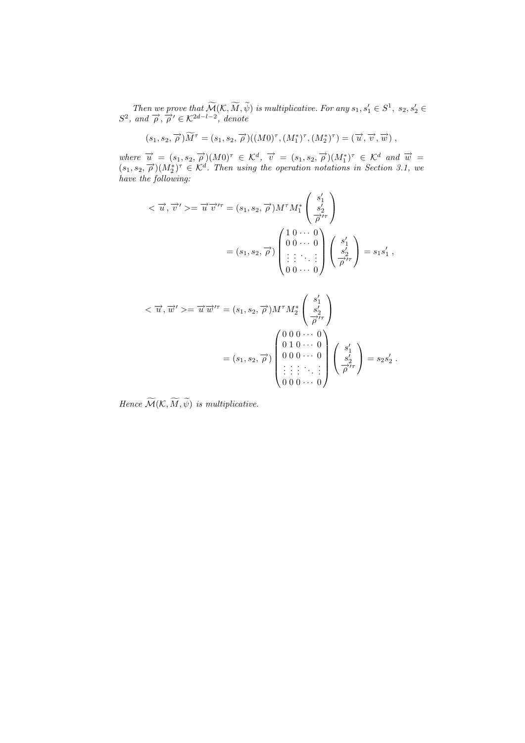*Then we prove that $\widetilde{\mathcal{M}}(\mathcal{K}, \widetilde{M}, \widetilde{\psi})$ is multiplicative. For any $s_1, s_1' \in S^1,\ s_2, s_2' \in S^2$, and $\overrightarrow{\rho}, \overrightarrow{\rho}' \in \mathcal{K}^{2d-l-2}$, denote*

$$(s_1, s_2, \overrightarrow{\rho})\widetilde{M}^\tau = (s_1, s_2, \overrightarrow{\rho})((M0)^\tau, (M_1^*)^\tau, (M_2^*)^\tau) = (\overrightarrow{u}, \overrightarrow{v}, \overrightarrow{w}) ,$$

*where $\overrightarrow{u} = (s_1, s_2, \overrightarrow{\rho})(M0)^\tau \in \mathcal{K}^d$, $\overrightarrow{v} = (s_1, s_2, \overrightarrow{\rho})(M_1^*)^\tau \in \mathcal{K}^d$ and $\overrightarrow{w} = (s_1, s_2, \overrightarrow{\rho})(M_2^*)^\tau \in \mathcal{K}^d$. Then using the operation notations in Section 3.1, we have the following:*

$$\begin{aligned} < \overrightarrow{u}, \overrightarrow{v}' > = \overrightarrow{u}\,\overrightarrow{v}'^\tau &= (s_1, s_2, \overrightarrow{\rho}) M^\tau M_1^* \begin{pmatrix} s_1' \\ s_2' \\ \overrightarrow{\rho}'^\tau \end{pmatrix} \\ &= (s_1, s_2, \overrightarrow{\rho}) \begin{pmatrix} 1 & 0 & \cdots & 0 \\ 0 & 0 & \cdots & 0 \\ \vdots & \vdots & \ddots & \vdots \\ 0 & 0 & \cdots & 0 \end{pmatrix} \begin{pmatrix} s_1' \\ s_2' \\ \overrightarrow{\rho}'^\tau \end{pmatrix} = s_1 s_1' , \end{aligned}$$

$$\begin{aligned} < \overrightarrow{u}, \overrightarrow{w}' > = \overrightarrow{u}\,\overrightarrow{w}'^\tau &= (s_1, s_2, \overrightarrow{\rho}) M^\tau M_2^* \begin{pmatrix} s_1' \\ s_2' \\ \overrightarrow{\rho}'^\tau \end{pmatrix} \\ &= (s_1, s_2, \overrightarrow{\rho}) \begin{pmatrix} 0 & 0 & 0 & \cdots & 0 \\ 0 & 1 & 0 & \cdots & 0 \\ 0 & 0 & 0 & \cdots & 0 \\ \vdots & \vdots & \vdots & \ddots & \vdots \\ 0 & 0 & 0 & \cdots & 0 \end{pmatrix} \begin{pmatrix} s_1' \\ s_2' \\ \overrightarrow{\rho}'^\tau \end{pmatrix} = s_2 s_2' . \end{aligned}$$

*Hence $\widetilde{\mathcal{M}}(\mathcal{K}, \widetilde{M}, \widetilde{\psi})$ is multiplicative.*